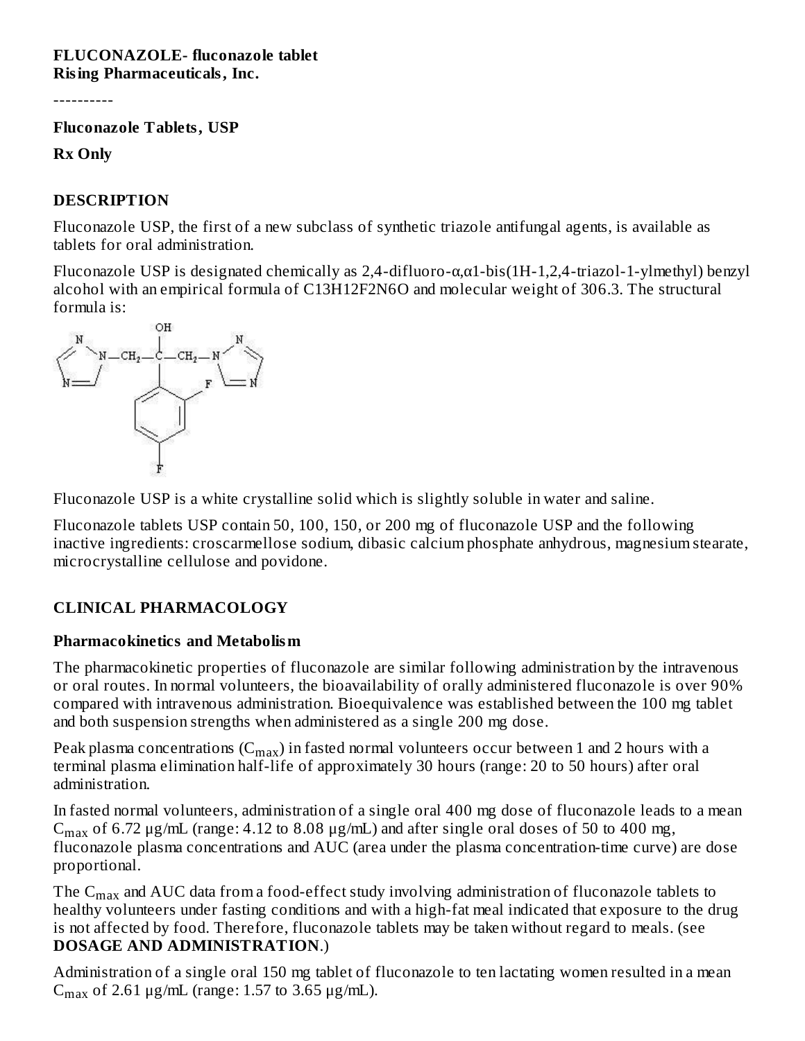**FLUCONAZOLE- fluconazole tablet**
**Rising Pharmaceuticals, Inc.**

----------

**Fluconazole Tablets, USP**

**Rx Only**

## DESCRIPTION

Fluconazole USP, the first of a new subclass of synthetic triazole antifungal agents, is available as tablets for oral administration.

Fluconazole USP is designated chemically as 2,4-difluoro-α,α1-bis(1H-1,2,4-triazol-1-ylmethyl) benzyl alcohol with an empirical formula of $C_{13}H_{12}F_2N_6O$ and molecular weight of 306.3. The structural formula is:

Fluconazole USP is a white crystalline solid which is slightly soluble in water and saline.

Fluconazole tablets USP contain 50, 100, 150, or 200 mg of fluconazole USP and the following inactive ingredients: croscarmellose sodium, dibasic calcium phosphate anhydrous, magnesium stearate, microcrystalline cellulose and povidone.

## CLINICAL PHARMACOLOGY

### Pharmacokinetics and Metabolism

The pharmacokinetic properties of fluconazole are similar following administration by the intravenous or oral routes. In normal volunteers, the bioavailability of orally administered fluconazole is over 90% compared with intravenous administration. Bioequivalence was established between the 100 mg tablet and both suspension strengths when administered as a single 200 mg dose.

Peak plasma concentrations ($C_{max}$) in fasted normal volunteers occur between 1 and 2 hours with a terminal plasma elimination half-life of approximately 30 hours (range: 20 to 50 hours) after oral administration.

In fasted normal volunteers, administration of a single oral 400 mg dose of fluconazole leads to a mean $C_{max}$ of 6.72 µg/mL (range: 4.12 to 8.08 µg/mL) and after single oral doses of 50 to 400 mg, fluconazole plasma concentrations and AUC (area under the plasma concentration-time curve) are dose proportional.

The $C_{max}$ and AUC data from a food-effect study involving administration of fluconazole tablets to healthy volunteers under fasting conditions and with a high-fat meal indicated that exposure to the drug is not affected by food. Therefore, fluconazole tablets may be taken without regard to meals. (see **DOSAGE AND ADMINISTRATION**.)

Administration of a single oral 150 mg tablet of fluconazole to ten lactating women resulted in a mean $C_{max}$ of 2.61 µg/mL (range: 1.57 to 3.65 µg/mL).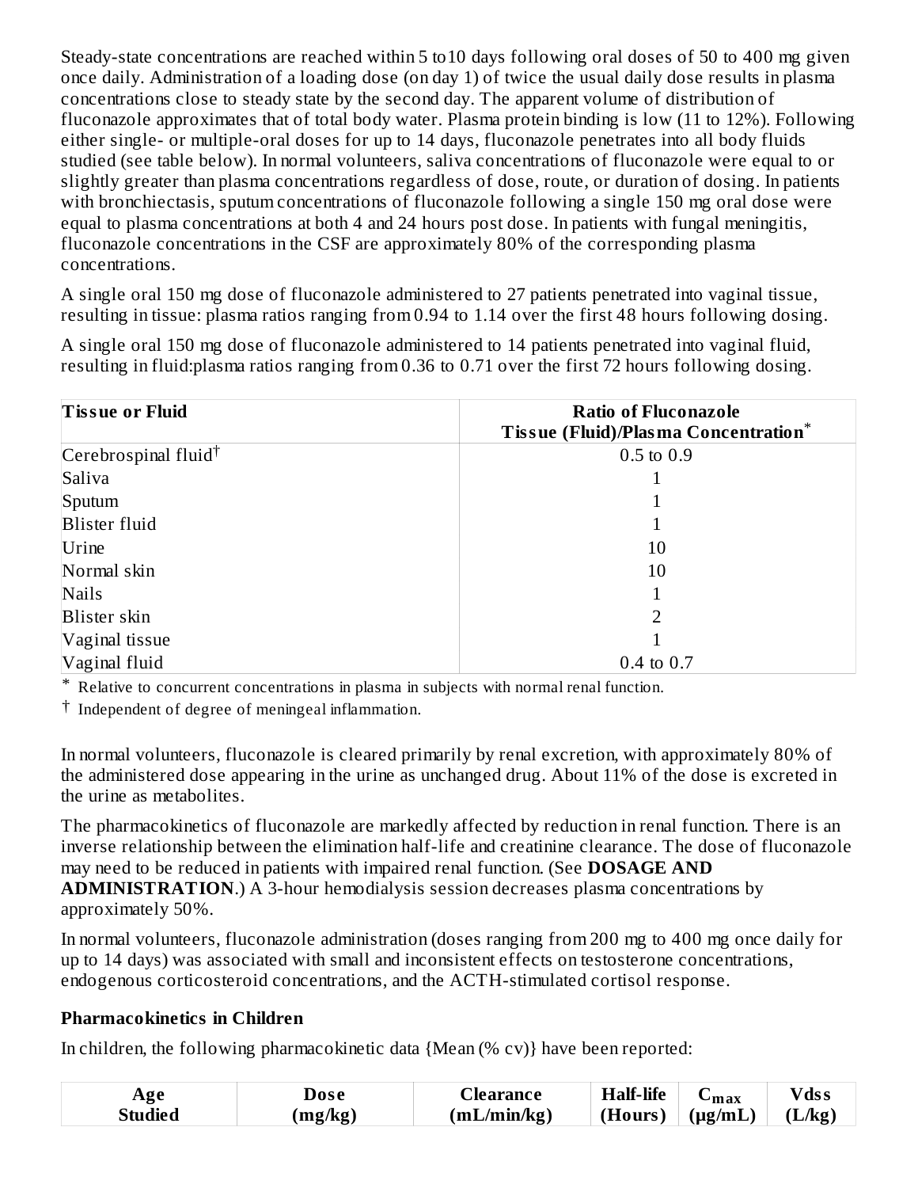Steady-state concentrations are reached within 5 to10 days following oral doses of 50 to 400 mg given once daily. Administration of a loading dose (on day 1) of twice the usual daily dose results in plasma concentrations close to steady state by the second day. The apparent volume of distribution of fluconazole approximates that of total body water. Plasma protein binding is low (11 to 12%). Following either single- or multiple-oral doses for up to 14 days, fluconazole penetrates into all body fluids studied (see table below). In normal volunteers, saliva concentrations of fluconazole were equal to or slightly greater than plasma concentrations regardless of dose, route, or duration of dosing. In patients with bronchiectasis, sputum concentrations of fluconazole following a single 150 mg oral dose were equal to plasma concentrations at both 4 and 24 hours post dose. In patients with fungal meningitis, fluconazole concentrations in the CSF are approximately 80% of the corresponding plasma concentrations.

A single oral 150 mg dose of fluconazole administered to 27 patients penetrated into vaginal tissue, resulting in tissue: plasma ratios ranging from 0.94 to 1.14 over the first 48 hours following dosing.

A single oral 150 mg dose of fluconazole administered to 14 patients penetrated into vaginal fluid, resulting in fluid:plasma ratios ranging from 0.36 to 0.71 over the first 72 hours following dosing.

| Tissue or Fluid | Ratio of Fluconazole Tissue (Fluid)/Plasma Concentration* |
|---|---|
| Cerebrospinal fluid† | 0.5 to 0.9 |
| Saliva | 1 |
| Sputum | 1 |
| Blister fluid | 1 |
| Urine | 10 |
| Normal skin | 10 |
| Nails | 1 |
| Blister skin | 2 |
| Vaginal tissue | 1 |
| Vaginal fluid | 0.4 to 0.7 |

\* Relative to concurrent concentrations in plasma in subjects with normal renal function.

† Independent of degree of meningeal inflammation.

In normal volunteers, fluconazole is cleared primarily by renal excretion, with approximately 80% of the administered dose appearing in the urine as unchanged drug. About 11% of the dose is excreted in the urine as metabolites.

The pharmacokinetics of fluconazole are markedly affected by reduction in renal function. There is an inverse relationship between the elimination half-life and creatinine clearance. The dose of fluconazole may need to be reduced in patients with impaired renal function. (See **DOSAGE AND ADMINISTRATION**.) A 3-hour hemodialysis session decreases plasma concentrations by approximately 50%.

In normal volunteers, fluconazole administration (doses ranging from 200 mg to 400 mg once daily for up to 14 days) was associated with small and inconsistent effects on testosterone concentrations, endogenous corticosteroid concentrations, and the ACTH-stimulated cortisol response.

### Pharmacokinetics in Children

In children, the following pharmacokinetic data {Mean (% cv)} have been reported:

| Age Studied | Dose (mg/kg) | Clearance (mL/min/kg) | Half-life (Hours) | $C_{max}$ (μg/mL) | Vdss (L/kg) |
|---|---|---|---|---|---|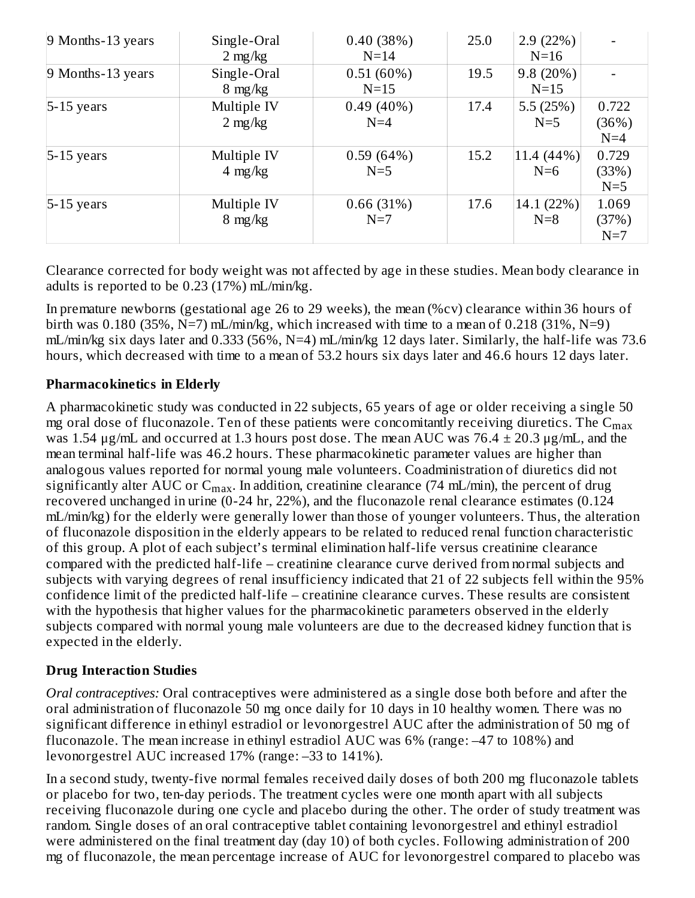| 9 Months-13 years | Single-Oral 2 mg/kg | 0.40 (38%) N=14 | 25.0 | 2.9 (22%) N=16 | - |
|---|---|---|---|---|---|
| 9 Months-13 years | Single-Oral 8 mg/kg | 0.51 (60%) N=15 | 19.5 | 9.8 (20%) N=15 | - |
| 5-15 years | Multiple IV 2 mg/kg | 0.49 (40%) N=4 | 17.4 | 5.5 (25%) N=5 | 0.722 (36%) N=4 |
| 5-15 years | Multiple IV 4 mg/kg | 0.59 (64%) N=5 | 15.2 | 11.4 (44%) N=6 | 0.729 (33%) N=5 |
| 5-15 years | Multiple IV 8 mg/kg | 0.66 (31%) N=7 | 17.6 | 14.1 (22%) N=8 | 1.069 (37%) N=7 |

Clearance corrected for body weight was not affected by age in these studies. Mean body clearance in adults is reported to be 0.23 (17%) mL/min/kg.

In premature newborns (gestational age 26 to 29 weeks), the mean (%cv) clearance within 36 hours of birth was 0.180 (35%, N=7) mL/min/kg, which increased with time to a mean of 0.218 (31%, N=9) mL/min/kg six days later and 0.333 (56%, N=4) mL/min/kg 12 days later. Similarly, the half-life was 73.6 hours, which decreased with time to a mean of 53.2 hours six days later and 46.6 hours 12 days later.

**Pharmacokinetics in Elderly**

A pharmacokinetic study was conducted in 22 subjects, 65 years of age or older receiving a single 50 mg oral dose of fluconazole. Ten of these patients were concomitantly receiving diuretics. The $C_{max}$ was 1.54 µg/mL and occurred at 1.3 hours post dose. The mean AUC was 76.4 ± 20.3 µg/mL, and the mean terminal half-life was 46.2 hours. These pharmacokinetic parameter values are higher than analogous values reported for normal young male volunteers. Coadministration of diuretics did not significantly alter AUC or $C_{max}$. In addition, creatinine clearance (74 mL/min), the percent of drug recovered unchanged in urine (0-24 hr, 22%), and the fluconazole renal clearance estimates (0.124 mL/min/kg) for the elderly were generally lower than those of younger volunteers. Thus, the alteration of fluconazole disposition in the elderly appears to be related to reduced renal function characteristic of this group. A plot of each subject's terminal elimination half-life versus creatinine clearance compared with the predicted half-life – creatinine clearance curve derived from normal subjects and subjects with varying degrees of renal insufficiency indicated that 21 of 22 subjects fell within the 95% confidence limit of the predicted half-life – creatinine clearance curves. These results are consistent with the hypothesis that higher values for the pharmacokinetic parameters observed in the elderly subjects compared with normal young male volunteers are due to the decreased kidney function that is expected in the elderly.

**Drug Interaction Studies**

*Oral contraceptives:* Oral contraceptives were administered as a single dose both before and after the oral administration of fluconazole 50 mg once daily for 10 days in 10 healthy women. There was no significant difference in ethinyl estradiol or levonorgestrel AUC after the administration of 50 mg of fluconazole. The mean increase in ethinyl estradiol AUC was 6% (range: –47 to 108%) and levonorgestrel AUC increased 17% (range: –33 to 141%).

In a second study, twenty-five normal females received daily doses of both 200 mg fluconazole tablets or placebo for two, ten-day periods. The treatment cycles were one month apart with all subjects receiving fluconazole during one cycle and placebo during the other. The order of study treatment was random. Single doses of an oral contraceptive tablet containing levonorgestrel and ethinyl estradiol were administered on the final treatment day (day 10) of both cycles. Following administration of 200 mg of fluconazole, the mean percentage increase of AUC for levonorgestrel compared to placebo was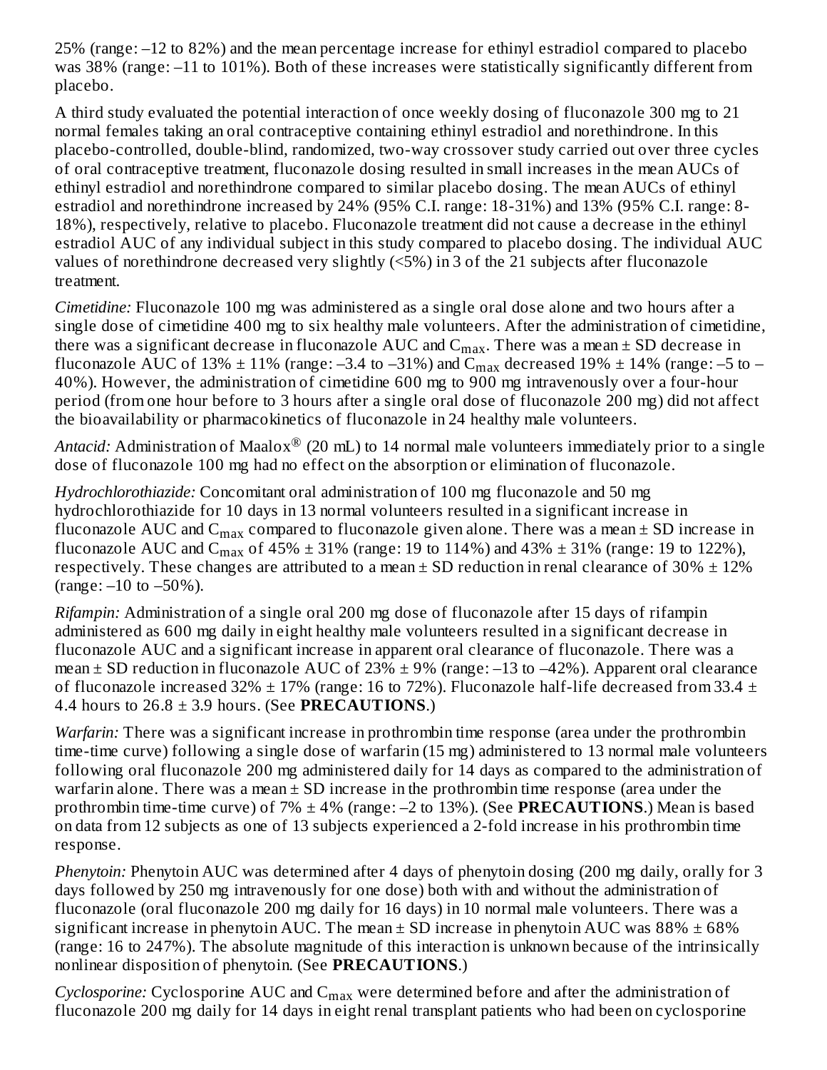25% (range: –12 to 82%) and the mean percentage increase for ethinyl estradiol compared to placebo was 38% (range: –11 to 101%). Both of these increases were statistically significantly different from placebo.

A third study evaluated the potential interaction of once weekly dosing of fluconazole 300 mg to 21 normal females taking an oral contraceptive containing ethinyl estradiol and norethindrone. In this placebo-controlled, double-blind, randomized, two-way crossover study carried out over three cycles of oral contraceptive treatment, fluconazole dosing resulted in small increases in the mean AUCs of ethinyl estradiol and norethindrone compared to similar placebo dosing. The mean AUCs of ethinyl estradiol and norethindrone increased by 24% (95% C.I. range: 18-31%) and 13% (95% C.I. range: 8-18%), respectively, relative to placebo. Fluconazole treatment did not cause a decrease in the ethinyl estradiol AUC of any individual subject in this study compared to placebo dosing. The individual AUC values of norethindrone decreased very slightly (<5%) in 3 of the 21 subjects after fluconazole treatment.

*Cimetidine:* Fluconazole 100 mg was administered as a single oral dose alone and two hours after a single dose of cimetidine 400 mg to six healthy male volunteers. After the administration of cimetidine, there was a significant decrease in fluconazole AUC and $C_{max}$. There was a mean ± SD decrease in fluconazole AUC of 13% ± 11% (range: –3.4 to –31%) and $C_{max}$ decreased 19% ± 14% (range: –5 to –40%). However, the administration of cimetidine 600 mg to 900 mg intravenously over a four-hour period (from one hour before to 3 hours after a single oral dose of fluconazole 200 mg) did not affect the bioavailability or pharmacokinetics of fluconazole in 24 healthy male volunteers.

*Antacid:* Administration of Maalox® (20 mL) to 14 normal male volunteers immediately prior to a single dose of fluconazole 100 mg had no effect on the absorption or elimination of fluconazole.

*Hydrochlorothiazide:* Concomitant oral administration of 100 mg fluconazole and 50 mg hydrochlorothiazide for 10 days in 13 normal volunteers resulted in a significant increase in fluconazole AUC and $C_{max}$ compared to fluconazole given alone. There was a mean ± SD increase in fluconazole AUC and $C_{max}$ of 45% ± 31% (range: 19 to 114%) and 43% ± 31% (range: 19 to 122%), respectively. These changes are attributed to a mean ± SD reduction in renal clearance of 30% ± 12% (range: –10 to –50%).

*Rifampin:* Administration of a single oral 200 mg dose of fluconazole after 15 days of rifampin administered as 600 mg daily in eight healthy male volunteers resulted in a significant decrease in fluconazole AUC and a significant increase in apparent oral clearance of fluconazole. There was a mean ± SD reduction in fluconazole AUC of 23% ± 9% (range: –13 to –42%). Apparent oral clearance of fluconazole increased 32% ± 17% (range: 16 to 72%). Fluconazole half-life decreased from 33.4 ± 4.4 hours to 26.8 ± 3.9 hours. (See **PRECAUTIONS**.)

*Warfarin:* There was a significant increase in prothrombin time response (area under the prothrombin time-time curve) following a single dose of warfarin (15 mg) administered to 13 normal male volunteers following oral fluconazole 200 mg administered daily for 14 days as compared to the administration of warfarin alone. There was a mean ± SD increase in the prothrombin time response (area under the prothrombin time-time curve) of 7% ± 4% (range: –2 to 13%). (See **PRECAUTIONS**.) Mean is based on data from 12 subjects as one of 13 subjects experienced a 2-fold increase in his prothrombin time response.

*Phenytoin:* Phenytoin AUC was determined after 4 days of phenytoin dosing (200 mg daily, orally for 3 days followed by 250 mg intravenously for one dose) both with and without the administration of fluconazole (oral fluconazole 200 mg daily for 16 days) in 10 normal male volunteers. There was a significant increase in phenytoin AUC. The mean ± SD increase in phenytoin AUC was 88% ± 68% (range: 16 to 247%). The absolute magnitude of this interaction is unknown because of the intrinsically nonlinear disposition of phenytoin. (See **PRECAUTIONS**.)

*Cyclosporine:* Cyclosporine AUC and $C_{max}$ were determined before and after the administration of fluconazole 200 mg daily for 14 days in eight renal transplant patients who had been on cyclosporine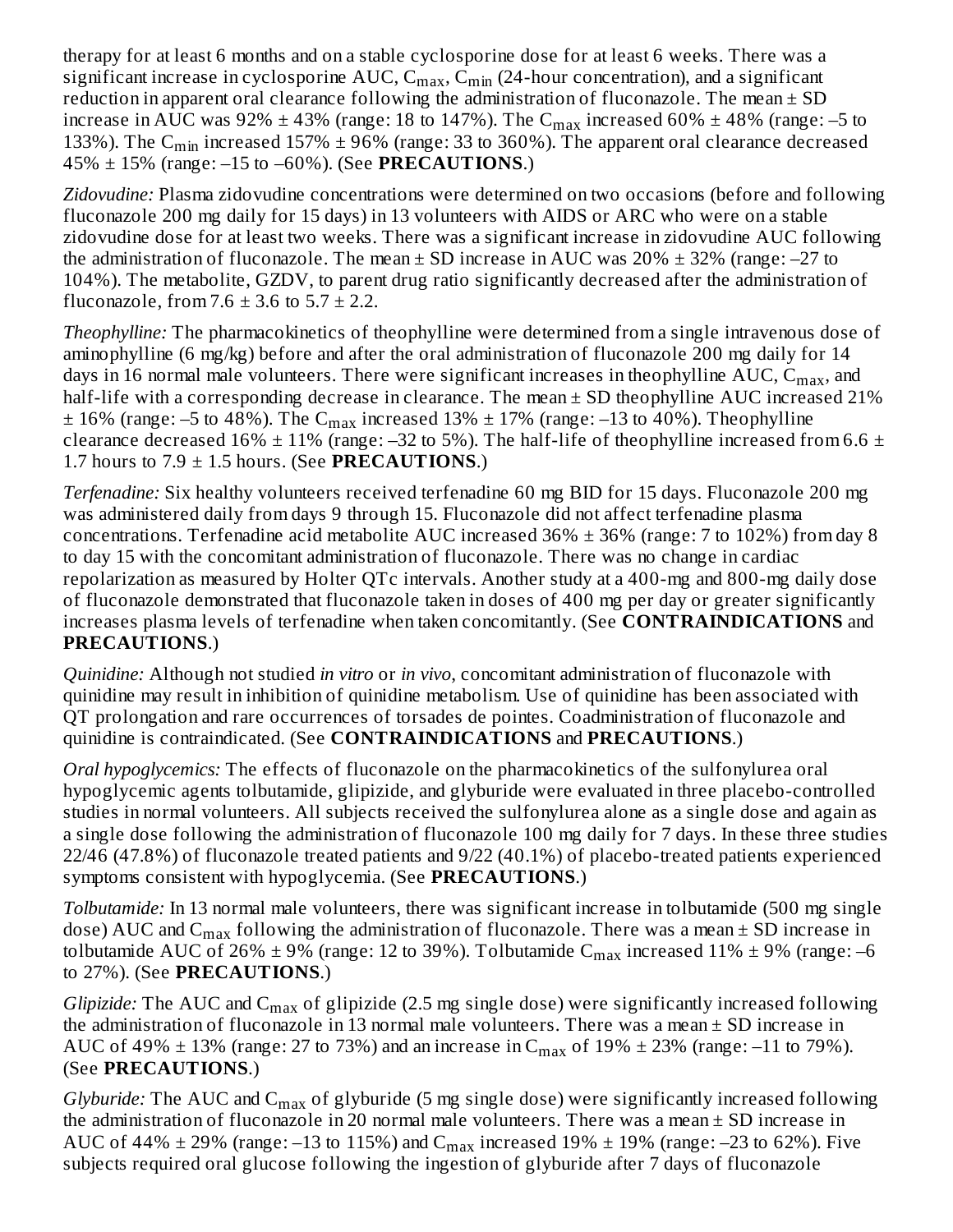therapy for at least 6 months and on a stable cyclosporine dose for at least 6 weeks. There was a significant increase in cyclosporine AUC, $C_{max}$, $C_{min}$ (24-hour concentration), and a significant reduction in apparent oral clearance following the administration of fluconazole. The mean ± SD increase in AUC was 92% ± 43% (range: 18 to 147%). The $C_{max}$ increased 60% ± 48% (range: –5 to 133%). The $C_{min}$ increased 157% ± 96% (range: 33 to 360%). The apparent oral clearance decreased 45% ± 15% (range: –15 to –60%). (See **PRECAUTIONS**.)

*Zidovudine:* Plasma zidovudine concentrations were determined on two occasions (before and following fluconazole 200 mg daily for 15 days) in 13 volunteers with AIDS or ARC who were on a stable zidovudine dose for at least two weeks. There was a significant increase in zidovudine AUC following the administration of fluconazole. The mean ± SD increase in AUC was 20% ± 32% (range: –27 to 104%). The metabolite, GZDV, to parent drug ratio significantly decreased after the administration of fluconazole, from 7.6 ± 3.6 to 5.7 ± 2.2.

*Theophylline:* The pharmacokinetics of theophylline were determined from a single intravenous dose of aminophylline (6 mg/kg) before and after the oral administration of fluconazole 200 mg daily for 14 days in 16 normal male volunteers. There were significant increases in theophylline AUC, $C_{max}$, and half-life with a corresponding decrease in clearance. The mean ± SD theophylline AUC increased 21% ± 16% (range: –5 to 48%). The $C_{max}$ increased 13% ± 17% (range: –13 to 40%). Theophylline clearance decreased 16% ± 11% (range: –32 to 5%). The half-life of theophylline increased from 6.6 ± 1.7 hours to 7.9 ± 1.5 hours. (See **PRECAUTIONS**.)

*Terfenadine:* Six healthy volunteers received terfenadine 60 mg BID for 15 days. Fluconazole 200 mg was administered daily from days 9 through 15. Fluconazole did not affect terfenadine plasma concentrations. Terfenadine acid metabolite AUC increased 36% ± 36% (range: 7 to 102%) from day 8 to day 15 with the concomitant administration of fluconazole. There was no change in cardiac repolarization as measured by Holter QTc intervals. Another study at a 400-mg and 800-mg daily dose of fluconazole demonstrated that fluconazole taken in doses of 400 mg per day or greater significantly increases plasma levels of terfenadine when taken concomitantly. (See **CONTRAINDICATIONS** and **PRECAUTIONS**.)

*Quinidine:* Although not studied *in vitro* or *in vivo*, concomitant administration of fluconazole with quinidine may result in inhibition of quinidine metabolism. Use of quinidine has been associated with QT prolongation and rare occurrences of torsades de pointes. Coadministration of fluconazole and quinidine is contraindicated. (See **CONTRAINDICATIONS** and **PRECAUTIONS**.)

*Oral hypoglycemics:* The effects of fluconazole on the pharmacokinetics of the sulfonylurea oral hypoglycemic agents tolbutamide, glipizide, and glyburide were evaluated in three placebo-controlled studies in normal volunteers. All subjects received the sulfonylurea alone as a single dose and again as a single dose following the administration of fluconazole 100 mg daily for 7 days. In these three studies 22/46 (47.8%) of fluconazole treated patients and 9/22 (40.1%) of placebo-treated patients experienced symptoms consistent with hypoglycemia. (See **PRECAUTIONS**.)

*Tolbutamide:* In 13 normal male volunteers, there was significant increase in tolbutamide (500 mg single dose) AUC and $C_{max}$ following the administration of fluconazole. There was a mean ± SD increase in tolbutamide AUC of 26% ± 9% (range: 12 to 39%). Tolbutamide $C_{max}$ increased 11% ± 9% (range: –6 to 27%). (See **PRECAUTIONS**.)

*Glipizide:* The AUC and $C_{max}$ of glipizide (2.5 mg single dose) were significantly increased following the administration of fluconazole in 13 normal male volunteers. There was a mean ± SD increase in AUC of 49% ± 13% (range: 27 to 73%) and an increase in $C_{max}$ of 19% ± 23% (range: –11 to 79%). (See **PRECAUTIONS**.)

*Glyburide:* The AUC and $C_{max}$ of glyburide (5 mg single dose) were significantly increased following the administration of fluconazole in 20 normal male volunteers. There was a mean ± SD increase in AUC of 44% ± 29% (range: –13 to 115%) and $C_{max}$ increased 19% ± 19% (range: –23 to 62%). Five subjects required oral glucose following the ingestion of glyburide after 7 days of fluconazole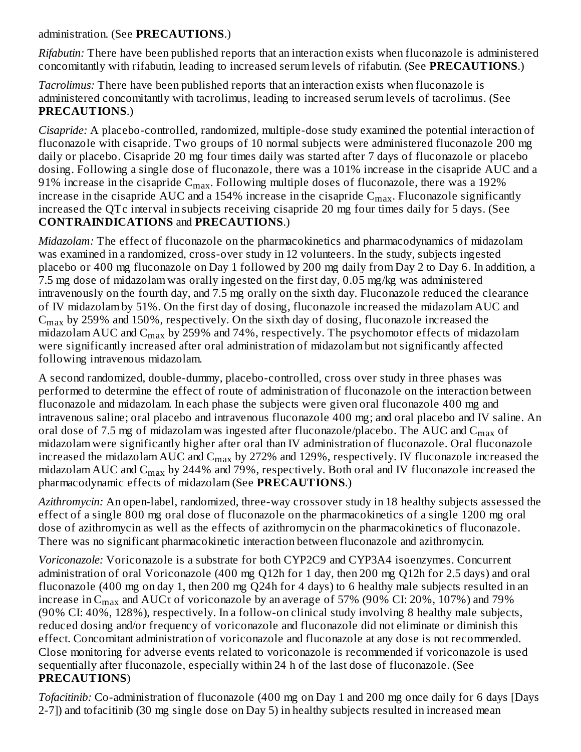administration. (See **PRECAUTIONS**.)

*Rifabutin:* There have been published reports that an interaction exists when fluconazole is administered concomitantly with rifabutin, leading to increased serum levels of rifabutin. (See **PRECAUTIONS**.)

*Tacrolimus:* There have been published reports that an interaction exists when fluconazole is administered concomitantly with tacrolimus, leading to increased serum levels of tacrolimus. (See **PRECAUTIONS**.)

*Cisapride:* A placebo-controlled, randomized, multiple-dose study examined the potential interaction of fluconazole with cisapride. Two groups of 10 normal subjects were administered fluconazole 200 mg daily or placebo. Cisapride 20 mg four times daily was started after 7 days of fluconazole or placebo dosing. Following a single dose of fluconazole, there was a 101% increase in the cisapride AUC and a 91% increase in the cisapride $C_{max}$. Following multiple doses of fluconazole, there was a 192% increase in the cisapride AUC and a 154% increase in the cisapride $C_{max}$. Fluconazole significantly increased the QTc interval in subjects receiving cisapride 20 mg four times daily for 5 days. (See **CONTRAINDICATIONS** and **PRECAUTIONS**.)

*Midazolam:* The effect of fluconazole on the pharmacokinetics and pharmacodynamics of midazolam was examined in a randomized, cross-over study in 12 volunteers. In the study, subjects ingested placebo or 400 mg fluconazole on Day 1 followed by 200 mg daily from Day 2 to Day 6. In addition, a 7.5 mg dose of midazolam was orally ingested on the first day, 0.05 mg/kg was administered intravenously on the fourth day, and 7.5 mg orally on the sixth day. Fluconazole reduced the clearance of IV midazolam by 51%. On the first day of dosing, fluconazole increased the midazolam AUC and $C_{max}$ by 259% and 150%, respectively. On the sixth day of dosing, fluconazole increased the midazolam AUC and $C_{max}$ by 259% and 74%, respectively. The psychomotor effects of midazolam were significantly increased after oral administration of midazolam but not significantly affected following intravenous midazolam.

A second randomized, double-dummy, placebo-controlled, cross over study in three phases was performed to determine the effect of route of administration of fluconazole on the interaction between fluconazole and midazolam. In each phase the subjects were given oral fluconazole 400 mg and intravenous saline; oral placebo and intravenous fluconazole 400 mg; and oral placebo and IV saline. An oral dose of 7.5 mg of midazolam was ingested after fluconazole/placebo. The AUC and $C_{max}$ of midazolam were significantly higher after oral than IV administration of fluconazole. Oral fluconazole increased the midazolam AUC and $C_{max}$ by 272% and 129%, respectively. IV fluconazole increased the midazolam AUC and $C_{max}$ by 244% and 79%, respectively. Both oral and IV fluconazole increased the pharmacodynamic effects of midazolam (See **PRECAUTIONS**.)

*Azithromycin:* An open-label, randomized, three-way crossover study in 18 healthy subjects assessed the effect of a single 800 mg oral dose of fluconazole on the pharmacokinetics of a single 1200 mg oral dose of azithromycin as well as the effects of azithromycin on the pharmacokinetics of fluconazole. There was no significant pharmacokinetic interaction between fluconazole and azithromycin.

*Voriconazole:* Voriconazole is a substrate for both CYP2C9 and CYP3A4 isoenzymes. Concurrent administration of oral Voriconazole (400 mg Q12h for 1 day, then 200 mg Q12h for 2.5 days) and oral fluconazole (400 mg on day 1, then 200 mg Q24h for 4 days) to 6 healthy male subjects resulted in an increase in $C_{max}$ and $AUC\tau$ of voriconazole by an average of 57% (90% CI: 20%, 107%) and 79% (90% CI: 40%, 128%), respectively. In a follow-on clinical study involving 8 healthy male subjects, reduced dosing and/or frequency of voriconazole and fluconazole did not eliminate or diminish this effect. Concomitant administration of voriconazole and fluconazole at any dose is not recommended. Close monitoring for adverse events related to voriconazole is recommended if voriconazole is used sequentially after fluconazole, especially within 24 h of the last dose of fluconazole. (See **PRECAUTIONS**)

*Tofacitinib:* Co-administration of fluconazole (400 mg on Day 1 and 200 mg once daily for 6 days [Days 2-7]) and tofacitinib (30 mg single dose on Day 5) in healthy subjects resulted in increased mean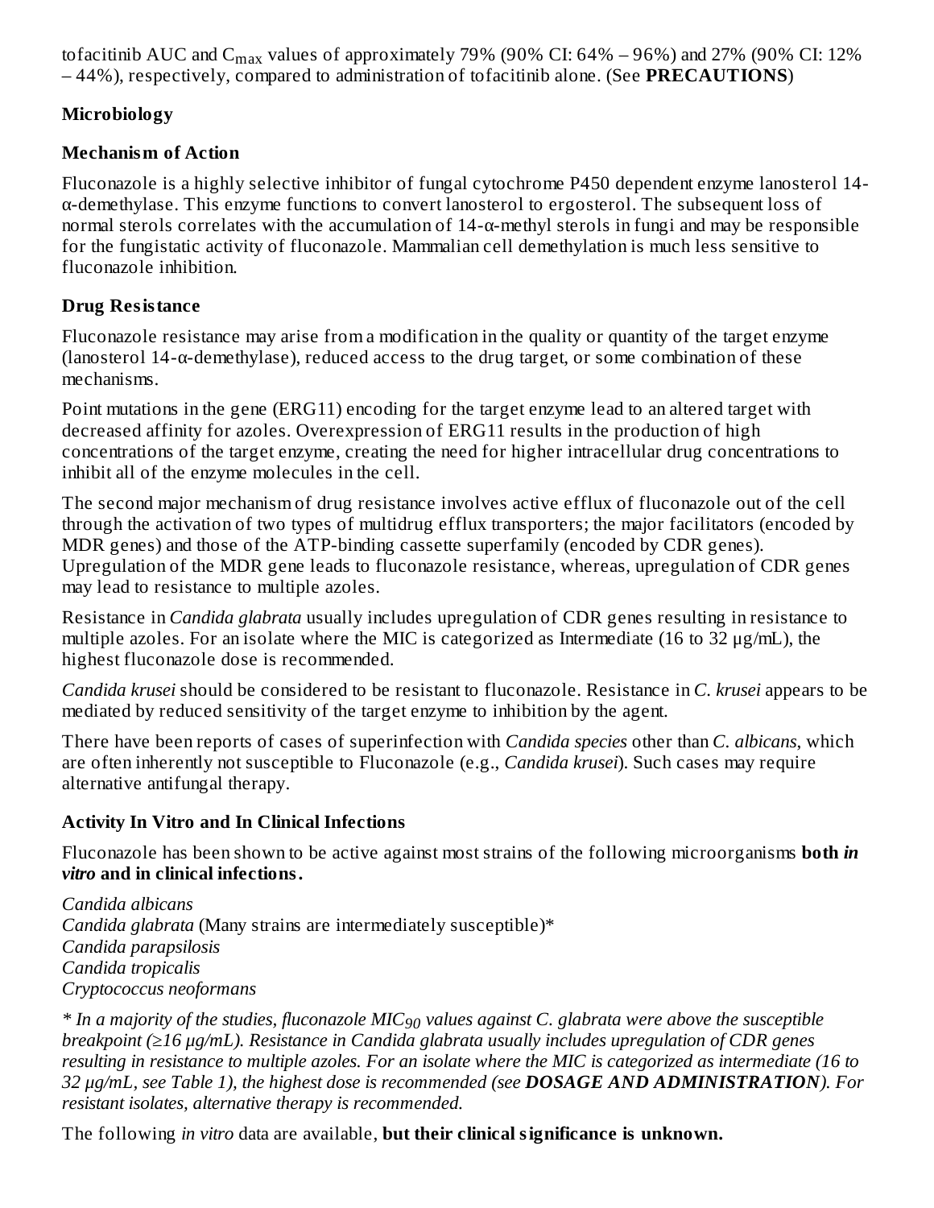tofacitinib AUC and $C_{max}$ values of approximately 79% (90% CI: 64% – 96%) and 27% (90% CI: 12% – 44%), respectively, compared to administration of tofacitinib alone. (See **PRECAUTIONS**)

## Microbiology

### Mechanism of Action

Fluconazole is a highly selective inhibitor of fungal cytochrome P450 dependent enzyme lanosterol 14-α-demethylase. This enzyme functions to convert lanosterol to ergosterol. The subsequent loss of normal sterols correlates with the accumulation of 14-α-methyl sterols in fungi and may be responsible for the fungistatic activity of fluconazole. Mammalian cell demethylation is much less sensitive to fluconazole inhibition.

### Drug Resistance

Fluconazole resistance may arise from a modification in the quality or quantity of the target enzyme (lanosterol 14-α-demethylase), reduced access to the drug target, or some combination of these mechanisms.

Point mutations in the gene (ERG11) encoding for the target enzyme lead to an altered target with decreased affinity for azoles. Overexpression of ERG11 results in the production of high concentrations of the target enzyme, creating the need for higher intracellular drug concentrations to inhibit all of the enzyme molecules in the cell.

The second major mechanism of drug resistance involves active efflux of fluconazole out of the cell through the activation of two types of multidrug efflux transporters; the major facilitators (encoded by MDR genes) and those of the ATP-binding cassette superfamily (encoded by CDR genes). Upregulation of the MDR gene leads to fluconazole resistance, whereas, upregulation of CDR genes may lead to resistance to multiple azoles.

Resistance in *Candida glabrata* usually includes upregulation of CDR genes resulting in resistance to multiple azoles. For an isolate where the MIC is categorized as Intermediate (16 to 32 µg/mL), the highest fluconazole dose is recommended.

*Candida krusei* should be considered to be resistant to fluconazole. Resistance in *C. krusei* appears to be mediated by reduced sensitivity of the target enzyme to inhibition by the agent.

There have been reports of cases of superinfection with *Candida species* other than *C. albicans*, which are often inherently not susceptible to Fluconazole (e.g., *Candida krusei*). Such cases may require alternative antifungal therapy.

### Activity In Vitro and In Clinical Infections

Fluconazole has been shown to be active against most strains of the following microorganisms **both *in vitro* and in clinical infections.**

*Candida albicans*
*Candida glabrata* (Many strains are intermediately susceptible)*
*Candida parapsilosis*
*Candida tropicalis*
*Cryptococcus neoformans*

*\* In a majority of the studies, fluconazole $MIC_{90}$ values against C. glabrata were above the susceptible breakpoint (≥16 µg/mL). Resistance in Candida glabrata usually includes upregulation of CDR genes resulting in resistance to multiple azoles. For an isolate where the MIC is categorized as intermediate (16 to 32 µg/mL, see Table 1), the highest dose is recommended (see **DOSAGE AND ADMINISTRATION**). For resistant isolates, alternative therapy is recommended.*

The following *in vitro* data are available, **but their clinical significance is unknown.**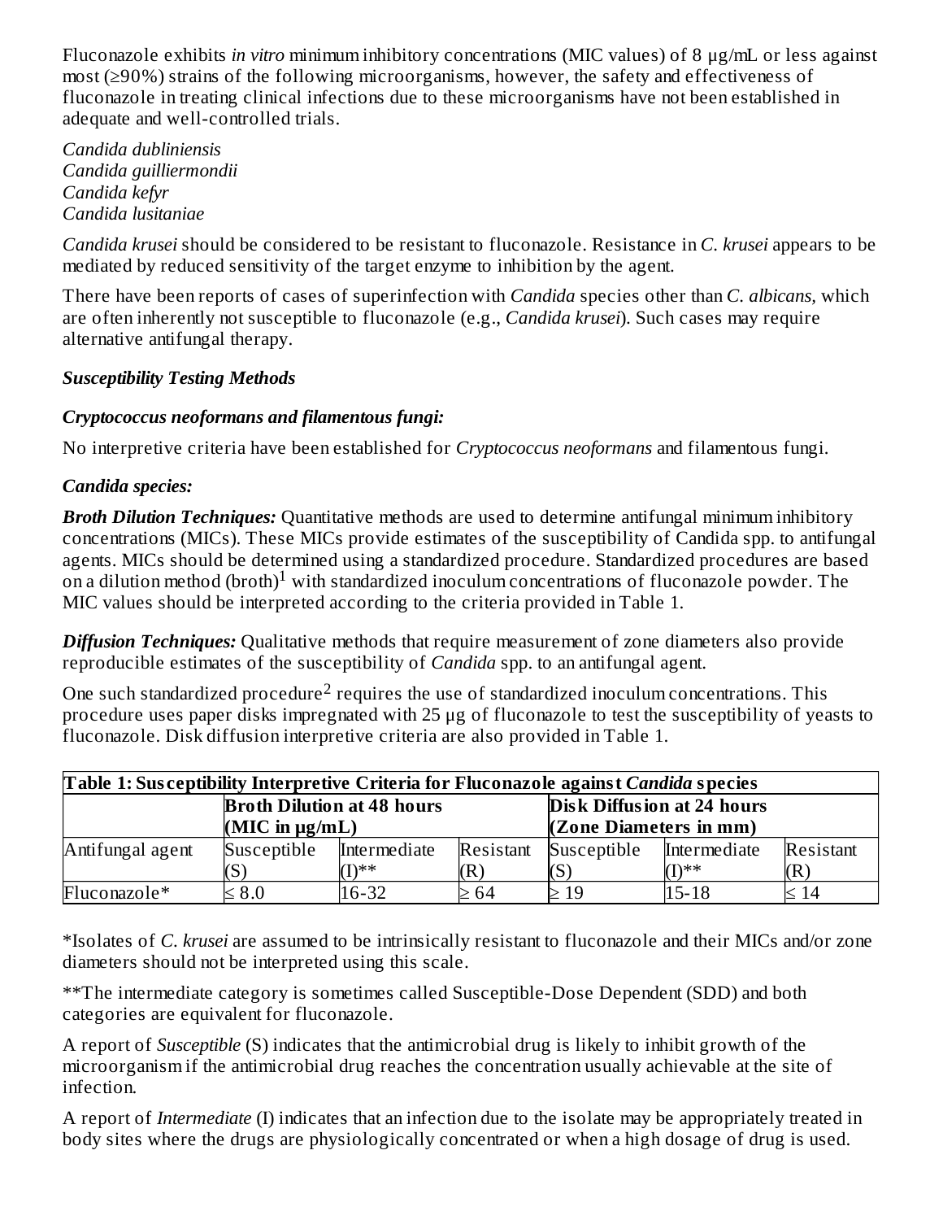Fluconazole exhibits *in vitro* minimum inhibitory concentrations (MIC values) of 8 µg/mL or less against most (≥90%) strains of the following microorganisms, however, the safety and effectiveness of fluconazole in treating clinical infections due to these microorganisms have not been established in adequate and well-controlled trials.

*Candida dubliniensis*
*Candida guilliermondii*
*Candida kefyr*
*Candida lusitaniae*

*Candida krusei* should be considered to be resistant to fluconazole. Resistance in *C. krusei* appears to be mediated by reduced sensitivity of the target enzyme to inhibition by the agent.

There have been reports of cases of superinfection with *Candida* species other than *C. albicans*, which are often inherently not susceptible to fluconazole (e.g., *Candida krusei*). Such cases may require alternative antifungal therapy.

***Susceptibility Testing Methods***

***Cryptococcus neoformans and filamentous fungi:***

No interpretive criteria have been established for *Cryptococcus neoformans* and filamentous fungi.

***Candida species:***

***Broth Dilution Techniques:*** Quantitative methods are used to determine antifungal minimum inhibitory concentrations (MICs). These MICs provide estimates of the susceptibility of Candida spp. to antifungal agents. MICs should be determined using a standardized procedure. Standardized procedures are based on a dilution method (broth)[1] with standardized inoculum concentrations of fluconazole powder. The MIC values should be interpreted according to the criteria provided in Table 1.

***Diffusion Techniques:*** Qualitative methods that require measurement of zone diameters also provide reproducible estimates of the susceptibility of *Candida* spp. to an antifungal agent.

One such standardized procedure[2] requires the use of standardized inoculum concentrations. This procedure uses paper disks impregnated with 25 µg of fluconazole to test the susceptibility of yeasts to fluconazole. Disk diffusion interpretive criteria are also provided in Table 1.

**Table 1: Susceptibility Interpretive Criteria for Fluconazole against *Candida* species**

| | Broth Dilution at 48 hours (MIC in µg/mL) | | | Disk Diffusion at 24 hours (Zone Diameters in mm) | | |
|---|---|---|---|---|---|---|
| Antifungal agent | Susceptible (S) | Intermediate (I)** | Resistant (R) | Susceptible (S) | Intermediate (I)** | Resistant (R) |
| Fluconazole* | ≤ 8.0 | 16-32 | ≥ 64 | ≥ 19 | 15-18 | ≤ 14 |

*Isolates of *C. krusei* are assumed to be intrinsically resistant to fluconazole and their MICs and/or zone diameters should not be interpreted using this scale.

**The intermediate category is sometimes called Susceptible-Dose Dependent (SDD) and both categories are equivalent for fluconazole.

A report of *Susceptible* (S) indicates that the antimicrobial drug is likely to inhibit growth of the microorganism if the antimicrobial drug reaches the concentration usually achievable at the site of infection.

A report of *Intermediate* (I) indicates that an infection due to the isolate may be appropriately treated in body sites where the drugs are physiologically concentrated or when a high dosage of drug is used.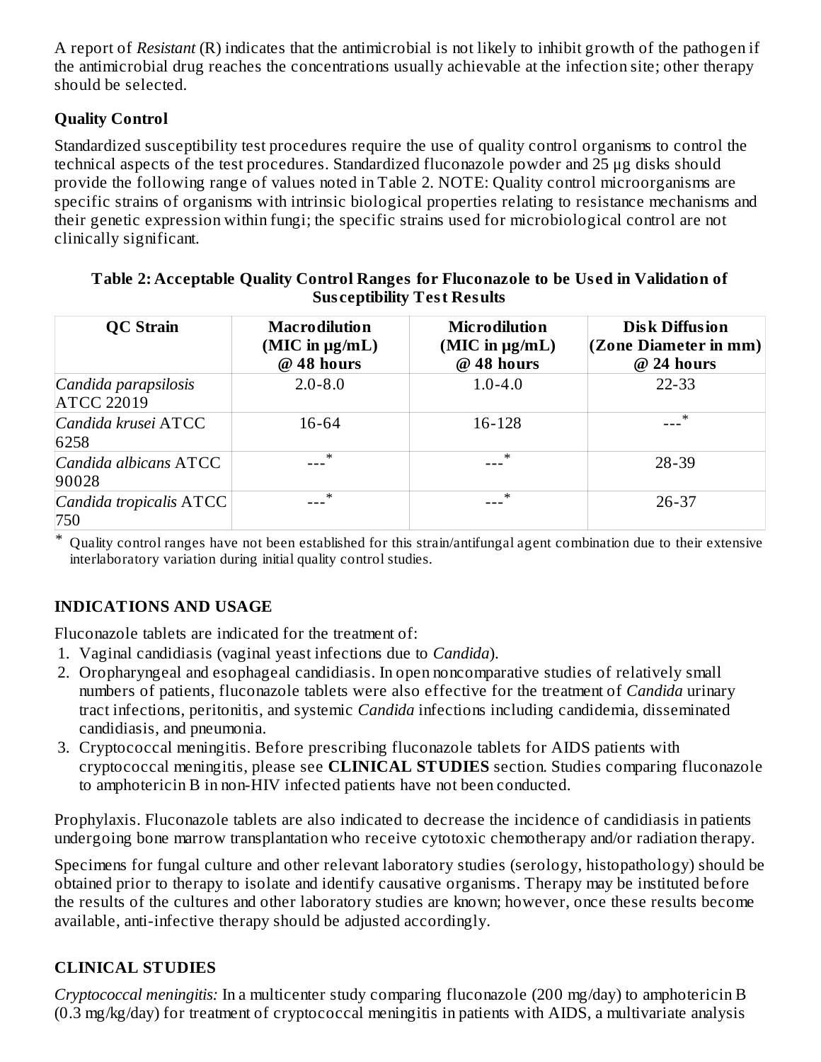A report of *Resistant* (R) indicates that the antimicrobial is not likely to inhibit growth of the pathogen if the antimicrobial drug reaches the concentrations usually achievable at the infection site; other therapy should be selected.

**Quality Control**

Standardized susceptibility test procedures require the use of quality control organisms to control the technical aspects of the test procedures. Standardized fluconazole powder and 25 µg disks should provide the following range of values noted in Table 2. NOTE: Quality control microorganisms are specific strains of organisms with intrinsic biological properties relating to resistance mechanisms and their genetic expression within fungi; the specific strains used for microbiological control are not clinically significant.

**Table 2: Acceptable Quality Control Ranges for Fluconazole to be Used in Validation of Susceptibility Test Results**

| QC Strain | Macrodilution (MIC in µg/mL) @ 48 hours | Microdilution (MIC in µg/mL) @ 48 hours | Disk Diffusion (Zone Diameter in mm) @ 24 hours |
|---|---|---|---|
| *Candida parapsilosis* ATCC 22019 | 2.0-8.0 | 1.0-4.0 | 22-33 |
| *Candida krusei* ATCC 6258 | 16-64 | 16-128 | ---* |
| *Candida albicans* ATCC 90028 | ---* | ---* | 28-39 |
| *Candida tropicalis* ATCC 750 | ---* | ---* | 26-37 |

\* Quality control ranges have not been established for this strain/antifungal agent combination due to their extensive interlaboratory variation during initial quality control studies.

## INDICATIONS AND USAGE

Fluconazole tablets are indicated for the treatment of:

1. Vaginal candidiasis (vaginal yeast infections due to *Candida*).
2. Oropharyngeal and esophageal candidiasis. In open noncomparative studies of relatively small numbers of patients, fluconazole tablets were also effective for the treatment of *Candida* urinary tract infections, peritonitis, and systemic *Candida* infections including candidemia, disseminated candidiasis, and pneumonia.
3. Cryptococcal meningitis. Before prescribing fluconazole tablets for AIDS patients with cryptococcal meningitis, please see **CLINICAL STUDIES** section. Studies comparing fluconazole to amphotericin B in non-HIV infected patients have not been conducted.

Prophylaxis. Fluconazole tablets are also indicated to decrease the incidence of candidiasis in patients undergoing bone marrow transplantation who receive cytotoxic chemotherapy and/or radiation therapy.

Specimens for fungal culture and other relevant laboratory studies (serology, histopathology) should be obtained prior to therapy to isolate and identify causative organisms. Therapy may be instituted before the results of the cultures and other laboratory studies are known; however, once these results become available, anti-infective therapy should be adjusted accordingly.

## CLINICAL STUDIES

*Cryptococcal meningitis:* In a multicenter study comparing fluconazole (200 mg/day) to amphotericin B (0.3 mg/kg/day) for treatment of cryptococcal meningitis in patients with AIDS, a multivariate analysis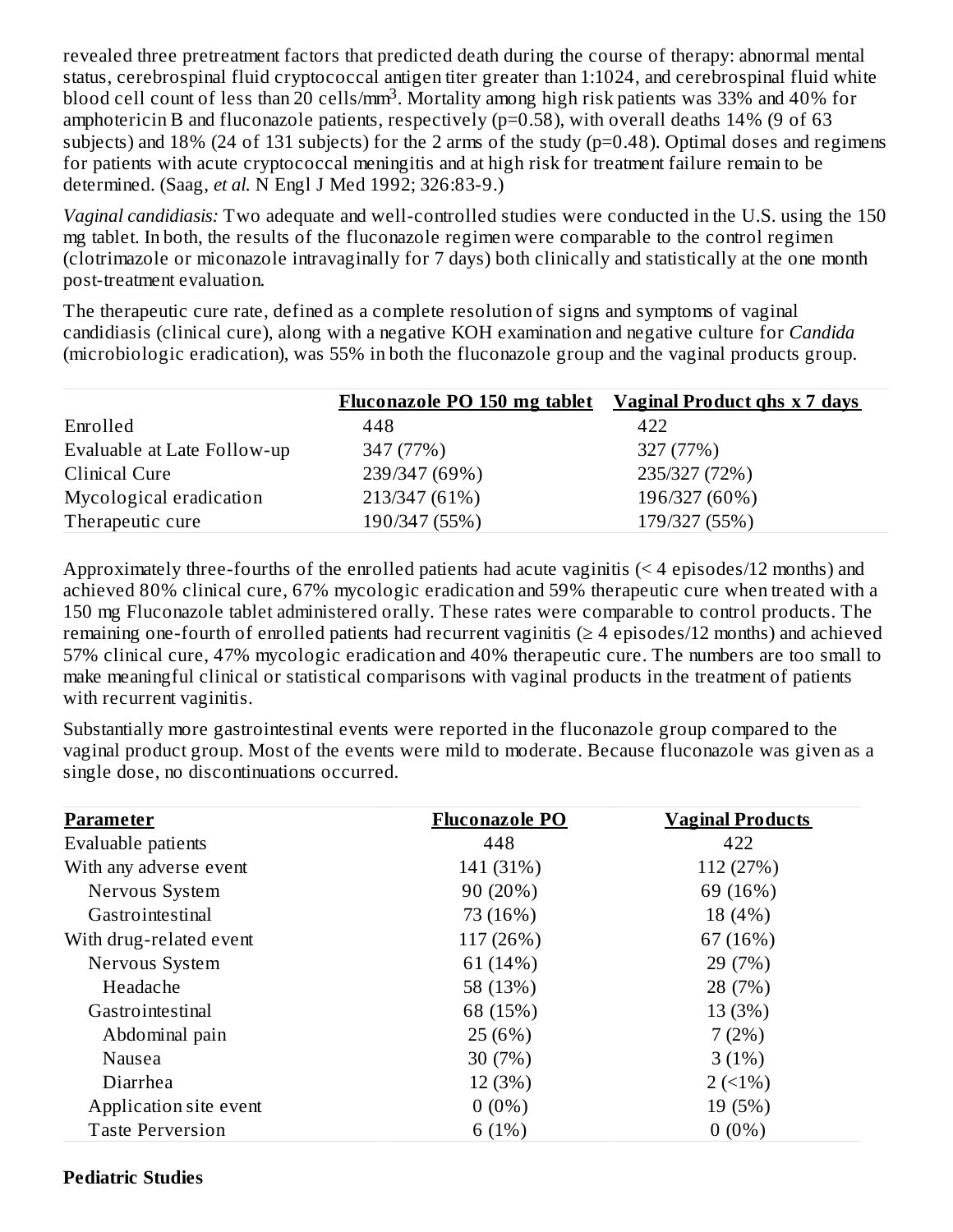revealed three pretreatment factors that predicted death during the course of therapy: abnormal mental status, cerebrospinal fluid cryptococcal antigen titer greater than 1:1024, and cerebrospinal fluid white blood cell count of less than 20 cells/mm$^3$. Mortality among high risk patients was 33% and 40% for amphotericin B and fluconazole patients, respectively (p=0.58), with overall deaths 14% (9 of 63 subjects) and 18% (24 of 131 subjects) for the 2 arms of the study (p=0.48). Optimal doses and regimens for patients with acute cryptococcal meningitis and at high risk for treatment failure remain to be determined. (Saag, *et al.* N Engl J Med 1992; 326:83-9.)

*Vaginal candidiasis:* Two adequate and well-controlled studies were conducted in the U.S. using the 150 mg tablet. In both, the results of the fluconazole regimen were comparable to the control regimen (clotrimazole or miconazole intravaginally for 7 days) both clinically and statistically at the one month post-treatment evaluation.

The therapeutic cure rate, defined as a complete resolution of signs and symptoms of vaginal candidiasis (clinical cure), along with a negative KOH examination and negative culture for *Candida* (microbiologic eradication), was 55% in both the fluconazole group and the vaginal products group.

| | Fluconazole PO 150 mg tablet | Vaginal Product qhs x 7 days |
|---|---|---|
| Enrolled | 448 | 422 |
| Evaluable at Late Follow-up | 347 (77%) | 327 (77%) |
| Clinical Cure | 239/347 (69%) | 235/327 (72%) |
| Mycological eradication | 213/347 (61%) | 196/327 (60%) |
| Therapeutic cure | 190/347 (55%) | 179/327 (55%) |

Approximately three-fourths of the enrolled patients had acute vaginitis (< 4 episodes/12 months) and achieved 80% clinical cure, 67% mycologic eradication and 59% therapeutic cure when treated with a 150 mg Fluconazole tablet administered orally. These rates were comparable to control products. The remaining one-fourth of enrolled patients had recurrent vaginitis (≥ 4 episodes/12 months) and achieved 57% clinical cure, 47% mycologic eradication and 40% therapeutic cure. The numbers are too small to make meaningful clinical or statistical comparisons with vaginal products in the treatment of patients with recurrent vaginitis.

Substantially more gastrointestinal events were reported in the fluconazole group compared to the vaginal product group. Most of the events were mild to moderate. Because fluconazole was given as a single dose, no discontinuations occurred.

| Parameter | Fluconazole PO | Vaginal Products |
|---|---|---|
| Evaluable patients | 448 | 422 |
| With any adverse event | 141 (31%) | 112 (27%) |
| Nervous System | 90 (20%) | 69 (16%) |
| Gastrointestinal | 73 (16%) | 18 (4%) |
| With drug-related event | 117 (26%) | 67 (16%) |
| Nervous System | 61 (14%) | 29 (7%) |
| Headache | 58 (13%) | 28 (7%) |
| Gastrointestinal | 68 (15%) | 13 (3%) |
| Abdominal pain | 25 (6%) | 7 (2%) |
| Nausea | 30 (7%) | 3 (1%) |
| Diarrhea | 12 (3%) | 2 (<1%) |
| Application site event | 0 (0%) | 19 (5%) |
| Taste Perversion | 6 (1%) | 0 (0%) |

**Pediatric Studies**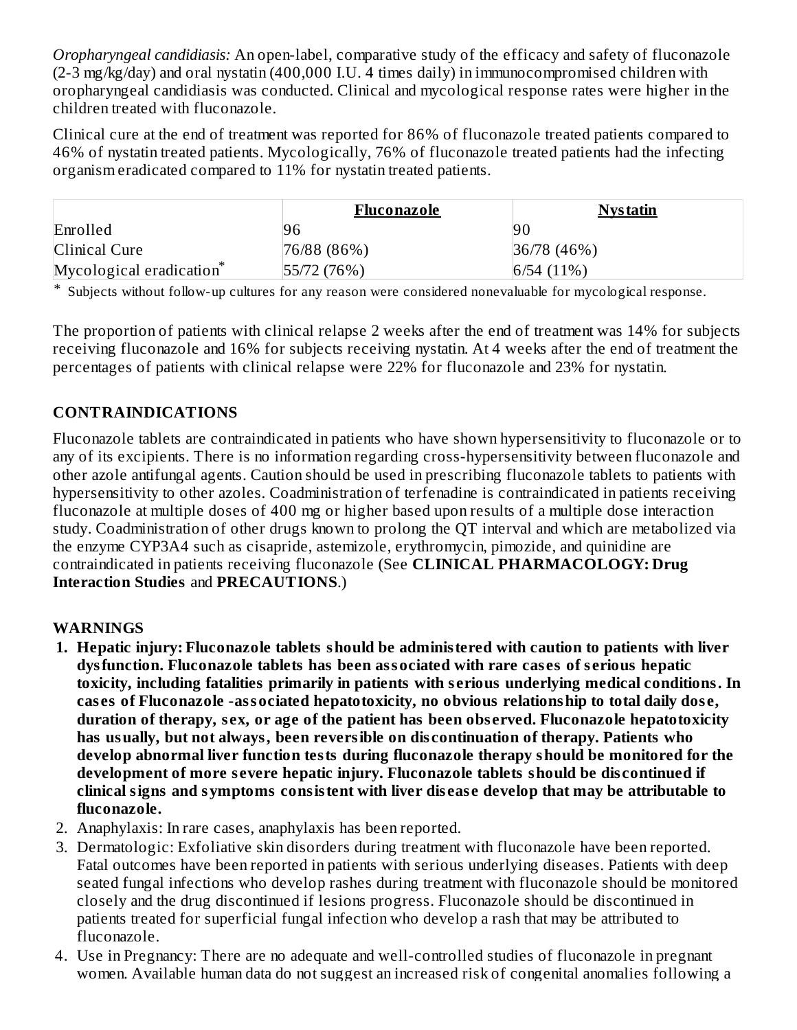*Oropharyngeal candidiasis:* An open-label, comparative study of the efficacy and safety of fluconazole (2-3 mg/kg/day) and oral nystatin (400,000 I.U. 4 times daily) in immunocompromised children with oropharyngeal candidiasis was conducted. Clinical and mycological response rates were higher in the children treated with fluconazole.

Clinical cure at the end of treatment was reported for 86% of fluconazole treated patients compared to 46% of nystatin treated patients. Mycologically, 76% of fluconazole treated patients had the infecting organism eradicated compared to 11% for nystatin treated patients.

| | **Fluconazole** | **Nystatin** |
|---|---|---|
| Enrolled | 96 | 90 |
| Clinical Cure | 76/88 (86%) | 36/78 (46%) |
| Mycological eradication* | 55/72 (76%) | 6/54 (11%) |

\* Subjects without follow-up cultures for any reason were considered nonevaluable for mycological response.

The proportion of patients with clinical relapse 2 weeks after the end of treatment was 14% for subjects receiving fluconazole and 16% for subjects receiving nystatin. At 4 weeks after the end of treatment the percentages of patients with clinical relapse were 22% for fluconazole and 23% for nystatin.

## CONTRAINDICATIONS

Fluconazole tablets are contraindicated in patients who have shown hypersensitivity to fluconazole or to any of its excipients. There is no information regarding cross-hypersensitivity between fluconazole and other azole antifungal agents. Caution should be used in prescribing fluconazole tablets to patients with hypersensitivity to other azoles. Coadministration of terfenadine is contraindicated in patients receiving fluconazole at multiple doses of 400 mg or higher based upon results of a multiple dose interaction study. Coadministration of other drugs known to prolong the QT interval and which are metabolized via the enzyme CYP3A4 such as cisapride, astemizole, erythromycin, pimozide, and quinidine are contraindicated in patients receiving fluconazole (See **CLINICAL PHARMACOLOGY: Drug Interaction Studies** and **PRECAUTIONS**.)

## WARNINGS

1. **Hepatic injury: Fluconazole tablets should be administered with caution to patients with liver dysfunction. Fluconazole tablets has been associated with rare cases of serious hepatic toxicity, including fatalities primarily in patients with serious underlying medical conditions. In cases of Fluconazole -associated hepatotoxicity, no obvious relationship to total daily dose, duration of therapy, sex, or age of the patient has been observed. Fluconazole hepatotoxicity has usually, but not always, been reversible on discontinuation of therapy. Patients who develop abnormal liver function tests during fluconazole therapy should be monitored for the development of more severe hepatic injury. Fluconazole tablets should be discontinued if clinical signs and symptoms consistent with liver disease develop that may be attributable to fluconazole.**
2. Anaphylaxis: In rare cases, anaphylaxis has been reported.
3. Dermatologic: Exfoliative skin disorders during treatment with fluconazole have been reported. Fatal outcomes have been reported in patients with serious underlying diseases. Patients with deep seated fungal infections who develop rashes during treatment with fluconazole should be monitored closely and the drug discontinued if lesions progress. Fluconazole should be discontinued in patients treated for superficial fungal infection who develop a rash that may be attributed to fluconazole.
4. Use in Pregnancy: There are no adequate and well-controlled studies of fluconazole in pregnant women. Available human data do not suggest an increased risk of congenital anomalies following a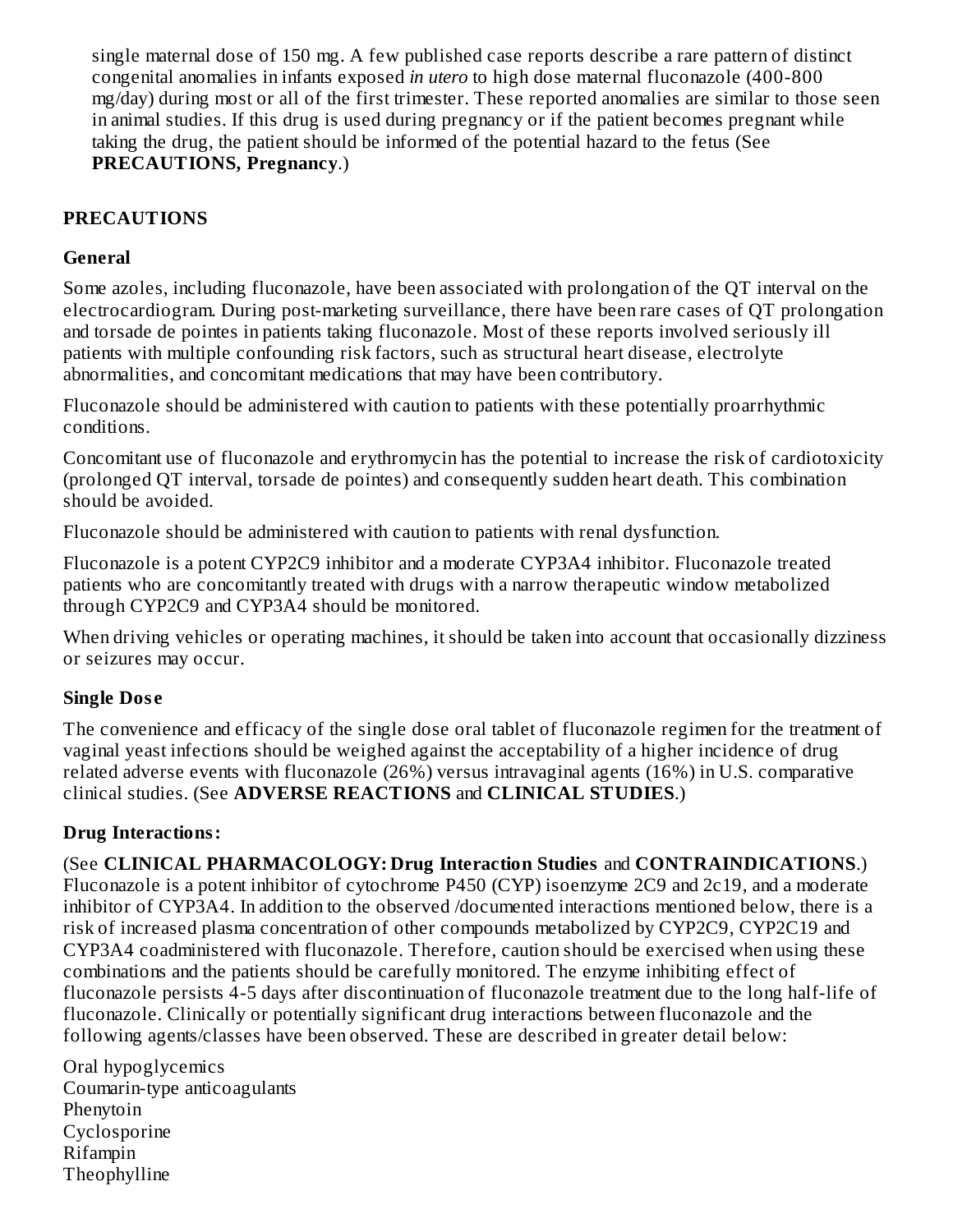single maternal dose of 150 mg. A few published case reports describe a rare pattern of distinct congenital anomalies in infants exposed *in utero* to high dose maternal fluconazole (400-800 mg/day) during most or all of the first trimester. These reported anomalies are similar to those seen in animal studies. If this drug is used during pregnancy or if the patient becomes pregnant while taking the drug, the patient should be informed of the potential hazard to the fetus (See **PRECAUTIONS, Pregnancy**.)

## PRECAUTIONS

### General

Some azoles, including fluconazole, have been associated with prolongation of the QT interval on the electrocardiogram. During post-marketing surveillance, there have been rare cases of QT prolongation and torsade de pointes in patients taking fluconazole. Most of these reports involved seriously ill patients with multiple confounding risk factors, such as structural heart disease, electrolyte abnormalities, and concomitant medications that may have been contributory.

Fluconazole should be administered with caution to patients with these potentially proarrhythmic conditions.

Concomitant use of fluconazole and erythromycin has the potential to increase the risk of cardiotoxicity (prolonged QT interval, torsade de pointes) and consequently sudden heart death. This combination should be avoided.

Fluconazole should be administered with caution to patients with renal dysfunction.

Fluconazole is a potent CYP2C9 inhibitor and a moderate CYP3A4 inhibitor. Fluconazole treated patients who are concomitantly treated with drugs with a narrow therapeutic window metabolized through CYP2C9 and CYP3A4 should be monitored.

When driving vehicles or operating machines, it should be taken into account that occasionally dizziness or seizures may occur.

### Single Dose

The convenience and efficacy of the single dose oral tablet of fluconazole regimen for the treatment of vaginal yeast infections should be weighed against the acceptability of a higher incidence of drug related adverse events with fluconazole (26%) versus intravaginal agents (16%) in U.S. comparative clinical studies. (See **ADVERSE REACTIONS** and **CLINICAL STUDIES**.)

### Drug Interactions:

(See **CLINICAL PHARMACOLOGY: Drug Interaction Studies** and **CONTRAINDICATIONS**.) Fluconazole is a potent inhibitor of cytochrome P450 (CYP) isoenzyme 2C9 and 2c19, and a moderate inhibitor of CYP3A4. In addition to the observed /documented interactions mentioned below, there is a risk of increased plasma concentration of other compounds metabolized by CYP2C9, CYP2C19 and CYP3A4 coadministered with fluconazole. Therefore, caution should be exercised when using these combinations and the patients should be carefully monitored. The enzyme inhibiting effect of fluconazole persists 4-5 days after discontinuation of fluconazole treatment due to the long half-life of fluconazole. Clinically or potentially significant drug interactions between fluconazole and the following agents/classes have been observed. These are described in greater detail below:

Oral hypoglycemics
Coumarin-type anticoagulants
Phenytoin
Cyclosporine
Rifampin
Theophylline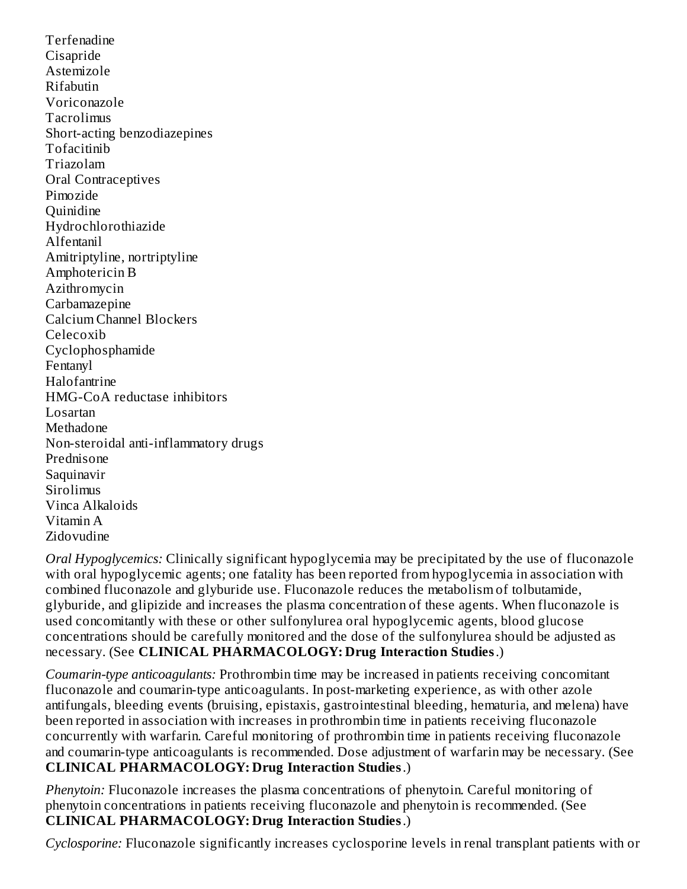Terfenadine
Cisapride
Astemizole
Rifabutin
Voriconazole
Tacrolimus
Short-acting benzodiazepines
Tofacitinib
Triazolam
Oral Contraceptives
Pimozide
Quinidine
Hydrochlorothiazide
Alfentanil
Amitriptyline, nortriptyline
Amphotericin B
Azithromycin
Carbamazepine
Calcium Channel Blockers
Celecoxib
Cyclophosphamide
Fentanyl
Halofantrine
HMG-CoA reductase inhibitors
Losartan
Methadone
Non-steroidal anti-inflammatory drugs
Prednisone
Saquinavir
Sirolimus
Vinca Alkaloids
Vitamin A
Zidovudine

*Oral Hypoglycemics:* Clinically significant hypoglycemia may be precipitated by the use of fluconazole with oral hypoglycemic agents; one fatality has been reported from hypoglycemia in association with combined fluconazole and glyburide use. Fluconazole reduces the metabolism of tolbutamide, glyburide, and glipizide and increases the plasma concentration of these agents. When fluconazole is used concomitantly with these or other sulfonylurea oral hypoglycemic agents, blood glucose concentrations should be carefully monitored and the dose of the sulfonylurea should be adjusted as necessary. (See **CLINICAL PHARMACOLOGY: Drug Interaction Studies**.)

*Coumarin-type anticoagulants:* Prothrombin time may be increased in patients receiving concomitant fluconazole and coumarin-type anticoagulants. In post-marketing experience, as with other azole antifungals, bleeding events (bruising, epistaxis, gastrointestinal bleeding, hematuria, and melena) have been reported in association with increases in prothrombin time in patients receiving fluconazole concurrently with warfarin. Careful monitoring of prothrombin time in patients receiving fluconazole and coumarin-type anticoagulants is recommended. Dose adjustment of warfarin may be necessary. (See **CLINICAL PHARMACOLOGY: Drug Interaction Studies**.)

*Phenytoin:* Fluconazole increases the plasma concentrations of phenytoin. Careful monitoring of phenytoin concentrations in patients receiving fluconazole and phenytoin is recommended. (See **CLINICAL PHARMACOLOGY: Drug Interaction Studies**.)

*Cyclosporine:* Fluconazole significantly increases cyclosporine levels in renal transplant patients with or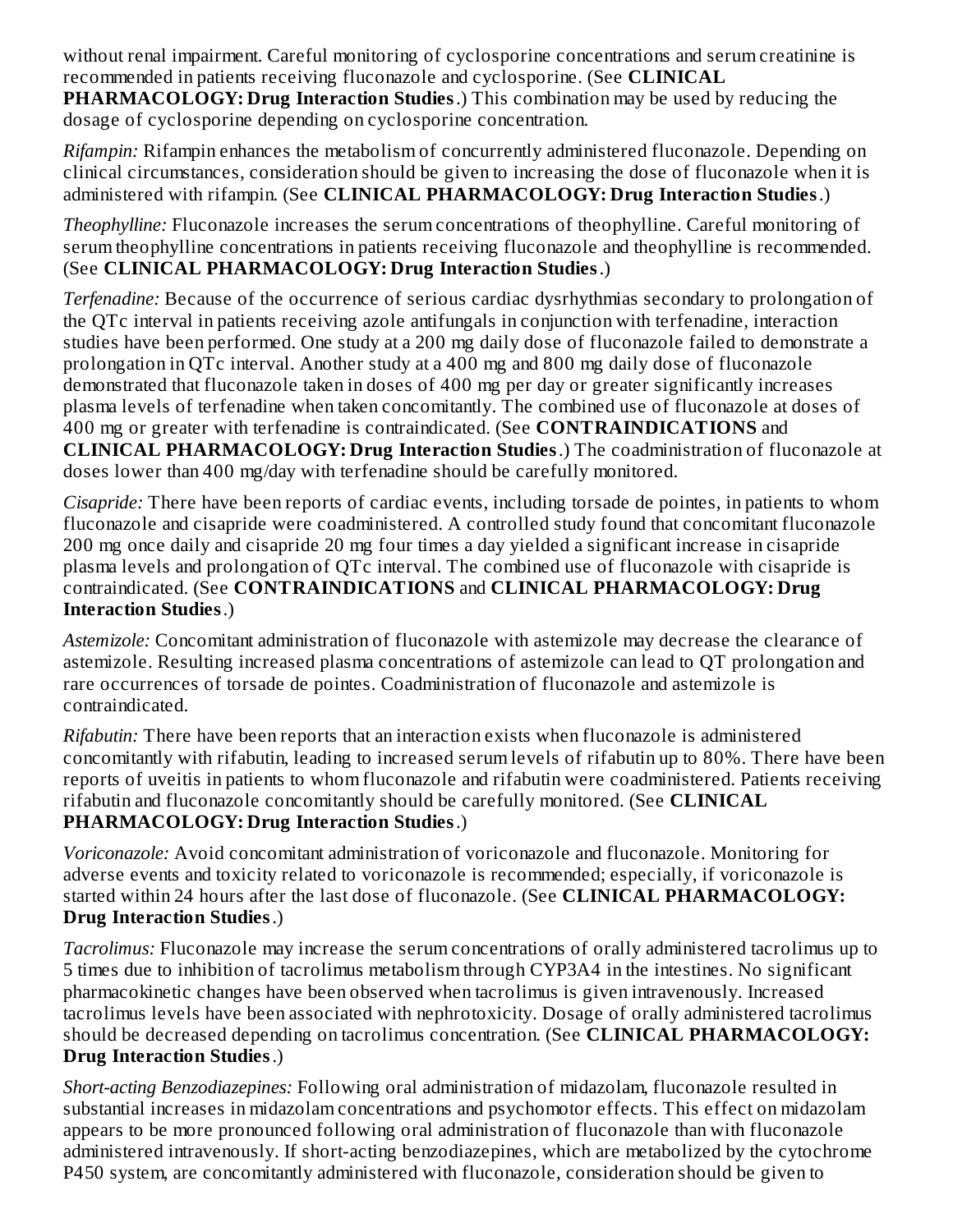without renal impairment. Careful monitoring of cyclosporine concentrations and serum creatinine is recommended in patients receiving fluconazole and cyclosporine. (See **CLINICAL PHARMACOLOGY: Drug Interaction Studies**.) This combination may be used by reducing the dosage of cyclosporine depending on cyclosporine concentration.

*Rifampin:* Rifampin enhances the metabolism of concurrently administered fluconazole. Depending on clinical circumstances, consideration should be given to increasing the dose of fluconazole when it is administered with rifampin. (See **CLINICAL PHARMACOLOGY: Drug Interaction Studies**.)

*Theophylline:* Fluconazole increases the serum concentrations of theophylline. Careful monitoring of serum theophylline concentrations in patients receiving fluconazole and theophylline is recommended. (See **CLINICAL PHARMACOLOGY: Drug Interaction Studies**.)

*Terfenadine:* Because of the occurrence of serious cardiac dysrhythmias secondary to prolongation of the QTc interval in patients receiving azole antifungals in conjunction with terfenadine, interaction studies have been performed. One study at a 200 mg daily dose of fluconazole failed to demonstrate a prolongation in QTc interval. Another study at a 400 mg and 800 mg daily dose of fluconazole demonstrated that fluconazole taken in doses of 400 mg per day or greater significantly increases plasma levels of terfenadine when taken concomitantly. The combined use of fluconazole at doses of 400 mg or greater with terfenadine is contraindicated. (See **CONTRAINDICATIONS** and **CLINICAL PHARMACOLOGY: Drug Interaction Studies**.) The coadministration of fluconazole at doses lower than 400 mg/day with terfenadine should be carefully monitored.

*Cisapride:* There have been reports of cardiac events, including torsade de pointes, in patients to whom fluconazole and cisapride were coadministered. A controlled study found that concomitant fluconazole 200 mg once daily and cisapride 20 mg four times a day yielded a significant increase in cisapride plasma levels and prolongation of QTc interval. The combined use of fluconazole with cisapride is contraindicated. (See **CONTRAINDICATIONS** and **CLINICAL PHARMACOLOGY: Drug Interaction Studies**.)

*Astemizole:* Concomitant administration of fluconazole with astemizole may decrease the clearance of astemizole. Resulting increased plasma concentrations of astemizole can lead to QT prolongation and rare occurrences of torsade de pointes. Coadministration of fluconazole and astemizole is contraindicated.

*Rifabutin:* There have been reports that an interaction exists when fluconazole is administered concomitantly with rifabutin, leading to increased serum levels of rifabutin up to 80%. There have been reports of uveitis in patients to whom fluconazole and rifabutin were coadministered. Patients receiving rifabutin and fluconazole concomitantly should be carefully monitored. (See **CLINICAL PHARMACOLOGY: Drug Interaction Studies**.)

*Voriconazole:* Avoid concomitant administration of voriconazole and fluconazole. Monitoring for adverse events and toxicity related to voriconazole is recommended; especially, if voriconazole is started within 24 hours after the last dose of fluconazole. (See **CLINICAL PHARMACOLOGY: Drug Interaction Studies**.)

*Tacrolimus:* Fluconazole may increase the serum concentrations of orally administered tacrolimus up to 5 times due to inhibition of tacrolimus metabolism through CYP3A4 in the intestines. No significant pharmacokinetic changes have been observed when tacrolimus is given intravenously. Increased tacrolimus levels have been associated with nephrotoxicity. Dosage of orally administered tacrolimus should be decreased depending on tacrolimus concentration. (See **CLINICAL PHARMACOLOGY: Drug Interaction Studies**.)

*Short-acting Benzodiazepines:* Following oral administration of midazolam, fluconazole resulted in substantial increases in midazolam concentrations and psychomotor effects. This effect on midazolam appears to be more pronounced following oral administration of fluconazole than with fluconazole administered intravenously. If short-acting benzodiazepines, which are metabolized by the cytochrome P450 system, are concomitantly administered with fluconazole, consideration should be given to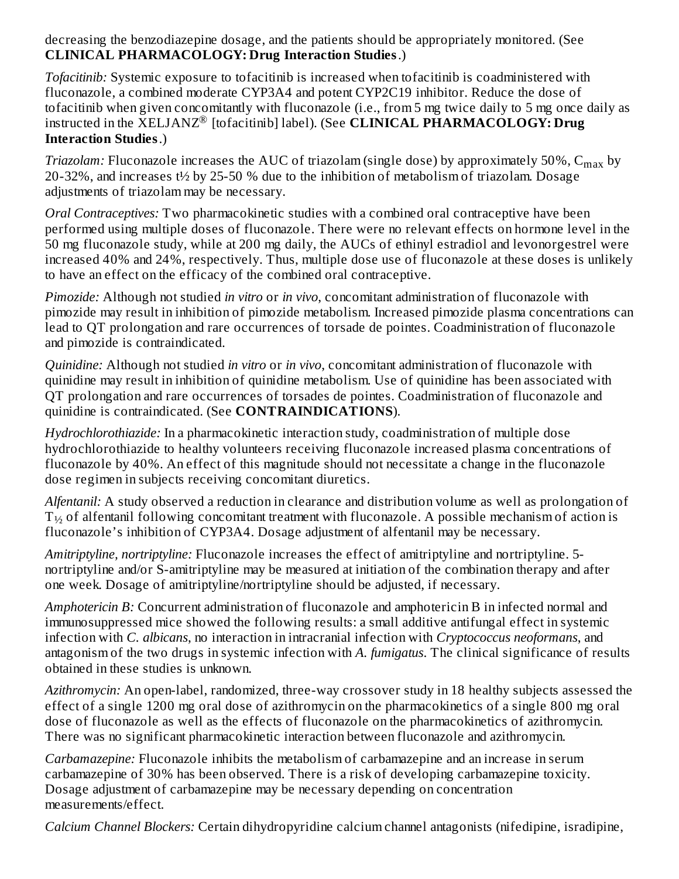decreasing the benzodiazepine dosage, and the patients should be appropriately monitored. (See **CLINICAL PHARMACOLOGY: Drug Interaction Studies**.)

*Tofacitinib:* Systemic exposure to tofacitinib is increased when tofacitinib is coadministered with fluconazole, a combined moderate CYP3A4 and potent CYP2C19 inhibitor. Reduce the dose of tofacitinib when given concomitantly with fluconazole (i.e., from 5 mg twice daily to 5 mg once daily as instructed in the XELJANZ® [tofacitinib] label). (See **CLINICAL PHARMACOLOGY: Drug Interaction Studies**.)

*Triazolam:* Fluconazole increases the AUC of triazolam (single dose) by approximately 50%, $C_{max}$ by 20-32%, and increases t½ by 25-50 % due to the inhibition of metabolism of triazolam. Dosage adjustments of triazolam may be necessary.

*Oral Contraceptives:* Two pharmacokinetic studies with a combined oral contraceptive have been performed using multiple doses of fluconazole. There were no relevant effects on hormone level in the 50 mg fluconazole study, while at 200 mg daily, the AUCs of ethinyl estradiol and levonorgestrel were increased 40% and 24%, respectively. Thus, multiple dose use of fluconazole at these doses is unlikely to have an effect on the efficacy of the combined oral contraceptive.

*Pimozide:* Although not studied *in vitro* or *in vivo*, concomitant administration of fluconazole with pimozide may result in inhibition of pimozide metabolism. Increased pimozide plasma concentrations can lead to QT prolongation and rare occurrences of torsade de pointes. Coadministration of fluconazole and pimozide is contraindicated.

*Quinidine:* Although not studied *in vitro* or *in vivo*, concomitant administration of fluconazole with quinidine may result in inhibition of quinidine metabolism. Use of quinidine has been associated with QT prolongation and rare occurrences of torsades de pointes. Coadministration of fluconazole and quinidine is contraindicated. (See **CONTRAINDICATIONS**).

*Hydrochlorothiazide:* In a pharmacokinetic interaction study, coadministration of multiple dose hydrochlorothiazide to healthy volunteers receiving fluconazole increased plasma concentrations of fluconazole by 40%. An effect of this magnitude should not necessitate a change in the fluconazole dose regimen in subjects receiving concomitant diuretics.

*Alfentanil:* A study observed a reduction in clearance and distribution volume as well as prolongation of $T_{½}$ of alfentanil following concomitant treatment with fluconazole. A possible mechanism of action is fluconazole's inhibition of CYP3A4. Dosage adjustment of alfentanil may be necessary.

*Amitriptyline, nortriptyline:* Fluconazole increases the effect of amitriptyline and nortriptyline. 5-nortriptyline and/or S-amitriptyline may be measured at initiation of the combination therapy and after one week. Dosage of amitriptyline/nortriptyline should be adjusted, if necessary.

*Amphotericin B:* Concurrent administration of fluconazole and amphotericin B in infected normal and immunosuppressed mice showed the following results: a small additive antifungal effect in systemic infection with *C. albicans*, no interaction in intracranial infection with *Cryptococcus neoformans*, and antagonism of the two drugs in systemic infection with *A. fumigatus*. The clinical significance of results obtained in these studies is unknown.

*Azithromycin:* An open-label, randomized, three-way crossover study in 18 healthy subjects assessed the effect of a single 1200 mg oral dose of azithromycin on the pharmacokinetics of a single 800 mg oral dose of fluconazole as well as the effects of fluconazole on the pharmacokinetics of azithromycin. There was no significant pharmacokinetic interaction between fluconazole and azithromycin.

*Carbamazepine:* Fluconazole inhibits the metabolism of carbamazepine and an increase in serum carbamazepine of 30% has been observed. There is a risk of developing carbamazepine toxicity. Dosage adjustment of carbamazepine may be necessary depending on concentration measurements/effect.

*Calcium Channel Blockers:* Certain dihydropyridine calcium channel antagonists (nifedipine, isradipine,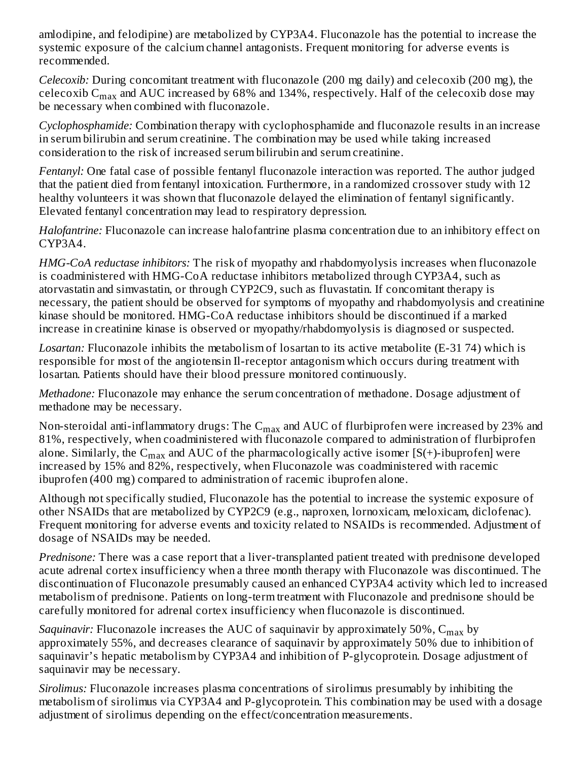amlodipine, and felodipine) are metabolized by CYP3A4. Fluconazole has the potential to increase the systemic exposure of the calcium channel antagonists. Frequent monitoring for adverse events is recommended.

*Celecoxib:* During concomitant treatment with fluconazole (200 mg daily) and celecoxib (200 mg), the celecoxib $C_{max}$ and AUC increased by 68% and 134%, respectively. Half of the celecoxib dose may be necessary when combined with fluconazole.

*Cyclophosphamide:* Combination therapy with cyclophosphamide and fluconazole results in an increase in serum bilirubin and serum creatinine. The combination may be used while taking increased consideration to the risk of increased serum bilirubin and serum creatinine.

*Fentanyl:* One fatal case of possible fentanyl fluconazole interaction was reported. The author judged that the patient died from fentanyl intoxication. Furthermore, in a randomized crossover study with 12 healthy volunteers it was shown that fluconazole delayed the elimination of fentanyl significantly. Elevated fentanyl concentration may lead to respiratory depression.

*Halofantrine:* Fluconazole can increase halofantrine plasma concentration due to an inhibitory effect on CYP3A4.

*HMG-CoA reductase inhibitors:* The risk of myopathy and rhabdomyolysis increases when fluconazole is coadministered with HMG-CoA reductase inhibitors metabolized through CYP3A4, such as atorvastatin and simvastatin, or through CYP2C9, such as fluvastatin. If concomitant therapy is necessary, the patient should be observed for symptoms of myopathy and rhabdomyolysis and creatinine kinase should be monitored. HMG-CoA reductase inhibitors should be discontinued if a marked increase in creatinine kinase is observed or myopathy/rhabdomyolysis is diagnosed or suspected.

*Losartan:* Fluconazole inhibits the metabolism of losartan to its active metabolite (E-31 74) which is responsible for most of the angiotensin Il-receptor antagonism which occurs during treatment with losartan. Patients should have their blood pressure monitored continuously.

*Methadone:* Fluconazole may enhance the serum concentration of methadone. Dosage adjustment of methadone may be necessary.

Non-steroidal anti-inflammatory drugs: The $C_{max}$ and AUC of flurbiprofen were increased by 23% and 81%, respectively, when coadministered with fluconazole compared to administration of flurbiprofen alone. Similarly, the $C_{max}$ and AUC of the pharmacologically active isomer [S(+)-ibuprofen] were increased by 15% and 82%, respectively, when Fluconazole was coadministered with racemic ibuprofen (400 mg) compared to administration of racemic ibuprofen alone.

Although not specifically studied, Fluconazole has the potential to increase the systemic exposure of other NSAIDs that are metabolized by CYP2C9 (e.g., naproxen, lornoxicam, meloxicam, diclofenac). Frequent monitoring for adverse events and toxicity related to NSAIDs is recommended. Adjustment of dosage of NSAIDs may be needed.

*Prednisone:* There was a case report that a liver-transplanted patient treated with prednisone developed acute adrenal cortex insufficiency when a three month therapy with Fluconazole was discontinued. The discontinuation of Fluconazole presumably caused an enhanced CYP3A4 activity which led to increased metabolism of prednisone. Patients on long-term treatment with Fluconazole and prednisone should be carefully monitored for adrenal cortex insufficiency when fluconazole is discontinued.

*Saquinavir:* Fluconazole increases the AUC of saquinavir by approximately 50%, $C_{max}$ by approximately 55%, and decreases clearance of saquinavir by approximately 50% due to inhibition of saquinavir's hepatic metabolism by CYP3A4 and inhibition of P-glycoprotein. Dosage adjustment of saquinavir may be necessary.

*Sirolimus:* Fluconazole increases plasma concentrations of sirolimus presumably by inhibiting the metabolism of sirolimus via CYP3A4 and P-glycoprotein. This combination may be used with a dosage adjustment of sirolimus depending on the effect/concentration measurements.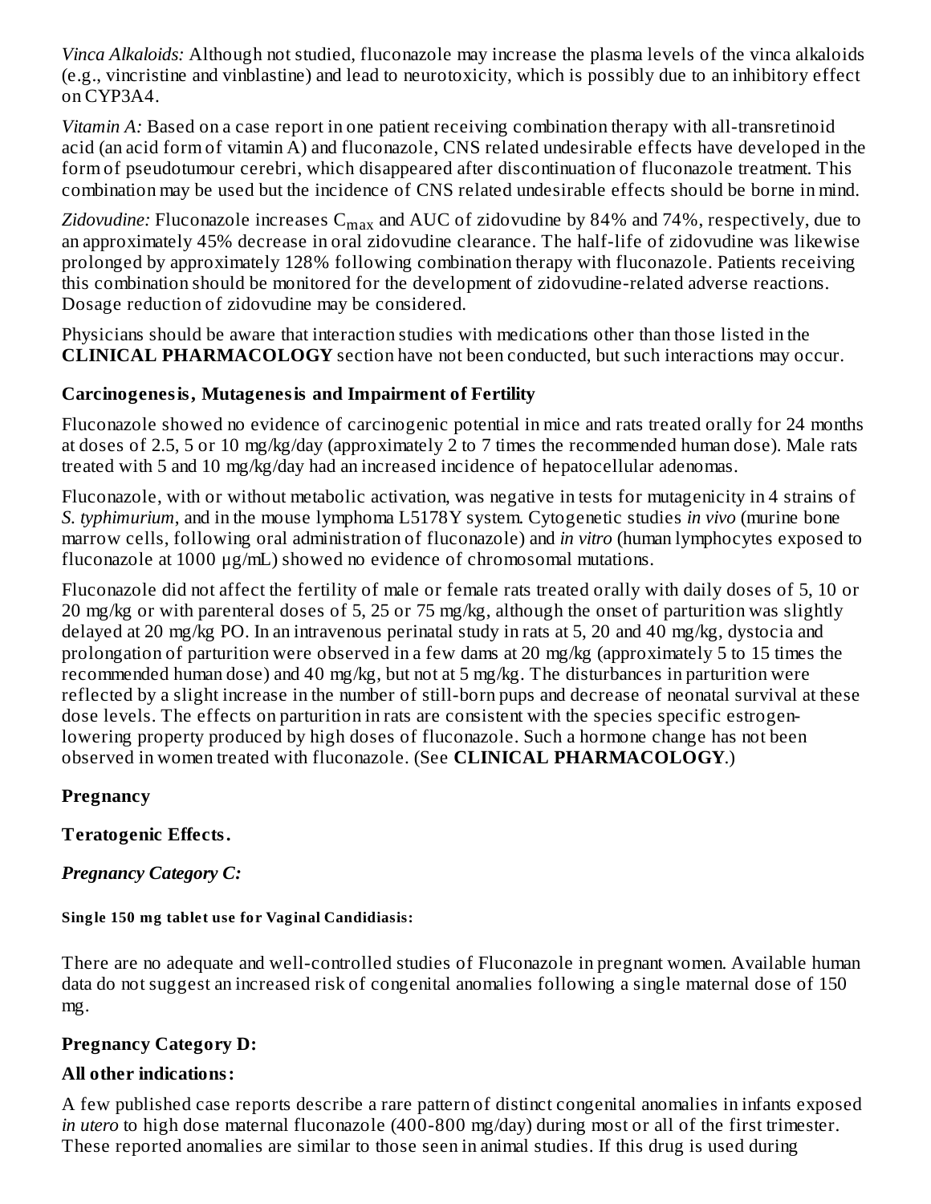*Vinca Alkaloids:* Although not studied, fluconazole may increase the plasma levels of the vinca alkaloids (e.g., vincristine and vinblastine) and lead to neurotoxicity, which is possibly due to an inhibitory effect on CYP3A4.

*Vitamin A:* Based on a case report in one patient receiving combination therapy with all-transretinoid acid (an acid form of vitamin A) and fluconazole, CNS related undesirable effects have developed in the form of pseudotumour cerebri, which disappeared after discontinuation of fluconazole treatment. This combination may be used but the incidence of CNS related undesirable effects should be borne in mind.

*Zidovudine:* Fluconazole increases $C_{max}$ and AUC of zidovudine by 84% and 74%, respectively, due to an approximately 45% decrease in oral zidovudine clearance. The half-life of zidovudine was likewise prolonged by approximately 128% following combination therapy with fluconazole. Patients receiving this combination should be monitored for the development of zidovudine-related adverse reactions. Dosage reduction of zidovudine may be considered.

Physicians should be aware that interaction studies with medications other than those listed in the **CLINICAL PHARMACOLOGY** section have not been conducted, but such interactions may occur.

**Carcinogenesis, Mutagenesis and Impairment of Fertility**

Fluconazole showed no evidence of carcinogenic potential in mice and rats treated orally for 24 months at doses of 2.5, 5 or 10 mg/kg/day (approximately 2 to 7 times the recommended human dose). Male rats treated with 5 and 10 mg/kg/day had an increased incidence of hepatocellular adenomas.

Fluconazole, with or without metabolic activation, was negative in tests for mutagenicity in 4 strains of *S. typhimurium*, and in the mouse lymphoma L5178Y system. Cytogenetic studies *in vivo* (murine bone marrow cells, following oral administration of fluconazole) and *in vitro* (human lymphocytes exposed to fluconazole at 1000 µg/mL) showed no evidence of chromosomal mutations.

Fluconazole did not affect the fertility of male or female rats treated orally with daily doses of 5, 10 or 20 mg/kg or with parenteral doses of 5, 25 or 75 mg/kg, although the onset of parturition was slightly delayed at 20 mg/kg PO. In an intravenous perinatal study in rats at 5, 20 and 40 mg/kg, dystocia and prolongation of parturition were observed in a few dams at 20 mg/kg (approximately 5 to 15 times the recommended human dose) and 40 mg/kg, but not at 5 mg/kg. The disturbances in parturition were reflected by a slight increase in the number of still-born pups and decrease of neonatal survival at these dose levels. The effects on parturition in rats are consistent with the species specific estrogen-lowering property produced by high doses of fluconazole. Such a hormone change has not been observed in women treated with fluconazole. (See **CLINICAL PHARMACOLOGY**.)

**Pregnancy**

**Teratogenic Effects.**

***Pregnancy Category C:***

**Single 150 mg tablet use for Vaginal Candidiasis:**

There are no adequate and well-controlled studies of Fluconazole in pregnant women. Available human data do not suggest an increased risk of congenital anomalies following a single maternal dose of 150 mg.

**Pregnancy Category D:**

**All other indications:**

A few published case reports describe a rare pattern of distinct congenital anomalies in infants exposed *in utero* to high dose maternal fluconazole (400-800 mg/day) during most or all of the first trimester. These reported anomalies are similar to those seen in animal studies. If this drug is used during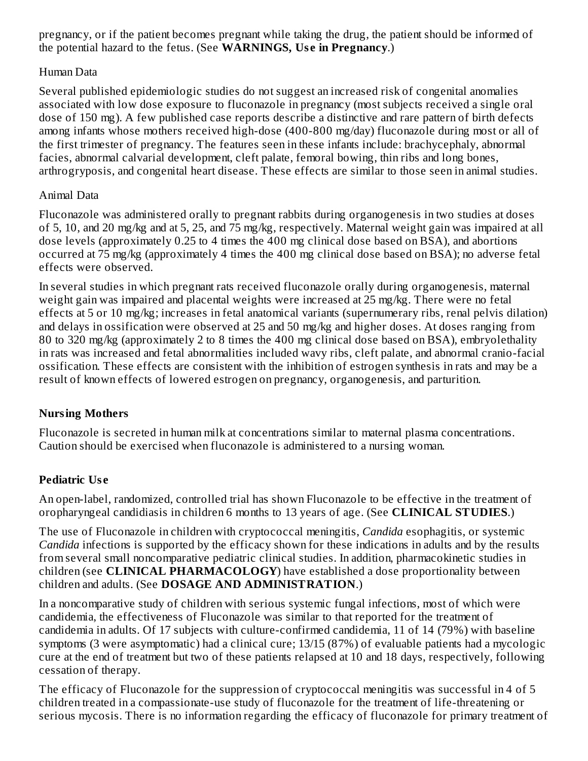pregnancy, or if the patient becomes pregnant while taking the drug, the patient should be informed of the potential hazard to the fetus. (See **WARNINGS, Use in Pregnancy**.)

Human Data

Several published epidemiologic studies do not suggest an increased risk of congenital anomalies associated with low dose exposure to fluconazole in pregnancy (most subjects received a single oral dose of 150 mg). A few published case reports describe a distinctive and rare pattern of birth defects among infants whose mothers received high-dose (400-800 mg/day) fluconazole during most or all of the first trimester of pregnancy. The features seen in these infants include: brachycephaly, abnormal facies, abnormal calvarial development, cleft palate, femoral bowing, thin ribs and long bones, arthrogryposis, and congenital heart disease. These effects are similar to those seen in animal studies.

Animal Data

Fluconazole was administered orally to pregnant rabbits during organogenesis in two studies at doses of 5, 10, and 20 mg/kg and at 5, 25, and 75 mg/kg, respectively. Maternal weight gain was impaired at all dose levels (approximately 0.25 to 4 times the 400 mg clinical dose based on BSA), and abortions occurred at 75 mg/kg (approximately 4 times the 400 mg clinical dose based on BSA); no adverse fetal effects were observed.

In several studies in which pregnant rats received fluconazole orally during organogenesis, maternal weight gain was impaired and placental weights were increased at 25 mg/kg. There were no fetal effects at 5 or 10 mg/kg; increases in fetal anatomical variants (supernumerary ribs, renal pelvis dilation) and delays in ossification were observed at 25 and 50 mg/kg and higher doses. At doses ranging from 80 to 320 mg/kg (approximately 2 to 8 times the 400 mg clinical dose based on BSA), embryolethality in rats was increased and fetal abnormalities included wavy ribs, cleft palate, and abnormal cranio-facial ossification. These effects are consistent with the inhibition of estrogen synthesis in rats and may be a result of known effects of lowered estrogen on pregnancy, organogenesis, and parturition.

### Nursing Mothers

Fluconazole is secreted in human milk at concentrations similar to maternal plasma concentrations. Caution should be exercised when fluconazole is administered to a nursing woman.

### Pediatric Use

An open-label, randomized, controlled trial has shown Fluconazole to be effective in the treatment of oropharyngeal candidiasis in children 6 months to 13 years of age. (See **CLINICAL STUDIES**.)

The use of Fluconazole in children with cryptococcal meningitis, *Candida* esophagitis, or systemic *Candida* infections is supported by the efficacy shown for these indications in adults and by the results from several small noncomparative pediatric clinical studies. In addition, pharmacokinetic studies in children (see **CLINICAL PHARMACOLOGY**) have established a dose proportionality between children and adults. (See **DOSAGE AND ADMINISTRATION**.)

In a noncomparative study of children with serious systemic fungal infections, most of which were candidemia, the effectiveness of Fluconazole was similar to that reported for the treatment of candidemia in adults. Of 17 subjects with culture-confirmed candidemia, 11 of 14 (79%) with baseline symptoms (3 were asymptomatic) had a clinical cure; 13/15 (87%) of evaluable patients had a mycologic cure at the end of treatment but two of these patients relapsed at 10 and 18 days, respectively, following cessation of therapy.

The efficacy of Fluconazole for the suppression of cryptococcal meningitis was successful in 4 of 5 children treated in a compassionate-use study of fluconazole for the treatment of life-threatening or serious mycosis. There is no information regarding the efficacy of fluconazole for primary treatment of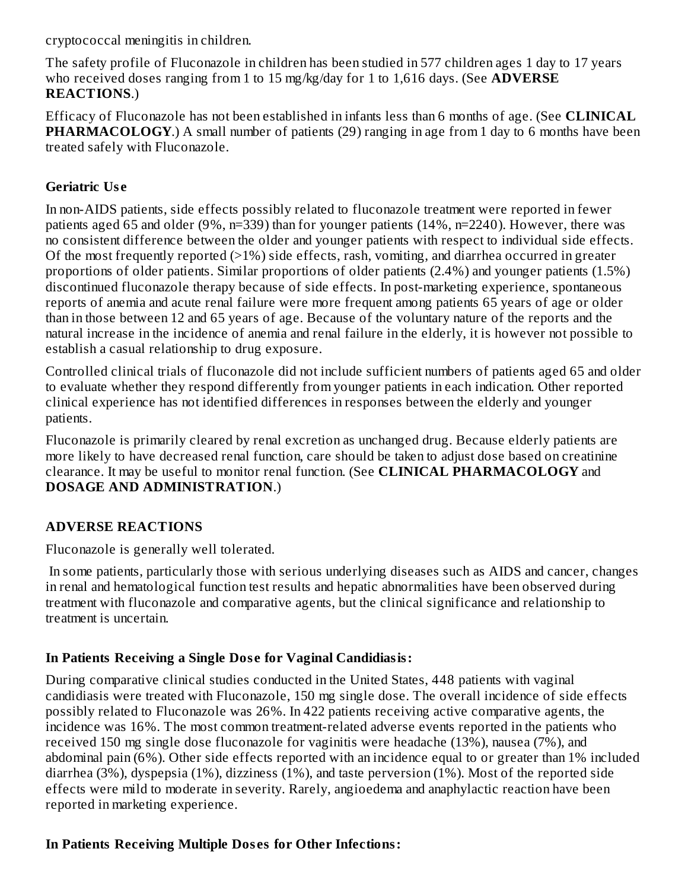cryptococcal meningitis in children.

The safety profile of Fluconazole in children has been studied in 577 children ages 1 day to 17 years who received doses ranging from 1 to 15 mg/kg/day for 1 to 1,616 days. (See **ADVERSE REACTIONS**.)

Efficacy of Fluconazole has not been established in infants less than 6 months of age. (See **CLINICAL PHARMACOLOGY**.) A small number of patients (29) ranging in age from 1 day to 6 months have been treated safely with Fluconazole.

### Geriatric Use

In non-AIDS patients, side effects possibly related to fluconazole treatment were reported in fewer patients aged 65 and older (9%, n=339) than for younger patients (14%, n=2240). However, there was no consistent difference between the older and younger patients with respect to individual side effects. Of the most frequently reported (>1%) side effects, rash, vomiting, and diarrhea occurred in greater proportions of older patients. Similar proportions of older patients (2.4%) and younger patients (1.5%) discontinued fluconazole therapy because of side effects. In post-marketing experience, spontaneous reports of anemia and acute renal failure were more frequent among patients 65 years of age or older than in those between 12 and 65 years of age. Because of the voluntary nature of the reports and the natural increase in the incidence of anemia and renal failure in the elderly, it is however not possible to establish a casual relationship to drug exposure.

Controlled clinical trials of fluconazole did not include sufficient numbers of patients aged 65 and older to evaluate whether they respond differently from younger patients in each indication. Other reported clinical experience has not identified differences in responses between the elderly and younger patients.

Fluconazole is primarily cleared by renal excretion as unchanged drug. Because elderly patients are more likely to have decreased renal function, care should be taken to adjust dose based on creatinine clearance. It may be useful to monitor renal function. (See **CLINICAL PHARMACOLOGY** and **DOSAGE AND ADMINISTRATION**.)

## ADVERSE REACTIONS

Fluconazole is generally well tolerated.

In some patients, particularly those with serious underlying diseases such as AIDS and cancer, changes in renal and hematological function test results and hepatic abnormalities have been observed during treatment with fluconazole and comparative agents, but the clinical significance and relationship to treatment is uncertain.

### In Patients Receiving a Single Dose for Vaginal Candidiasis:

During comparative clinical studies conducted in the United States, 448 patients with vaginal candidiasis were treated with Fluconazole, 150 mg single dose. The overall incidence of side effects possibly related to Fluconazole was 26%. In 422 patients receiving active comparative agents, the incidence was 16%. The most common treatment-related adverse events reported in the patients who received 150 mg single dose fluconazole for vaginitis were headache (13%), nausea (7%), and abdominal pain (6%). Other side effects reported with an incidence equal to or greater than 1% included diarrhea (3%), dyspepsia (1%), dizziness (1%), and taste perversion (1%). Most of the reported side effects were mild to moderate in severity. Rarely, angioedema and anaphylactic reaction have been reported in marketing experience.

### In Patients Receiving Multiple Doses for Other Infections: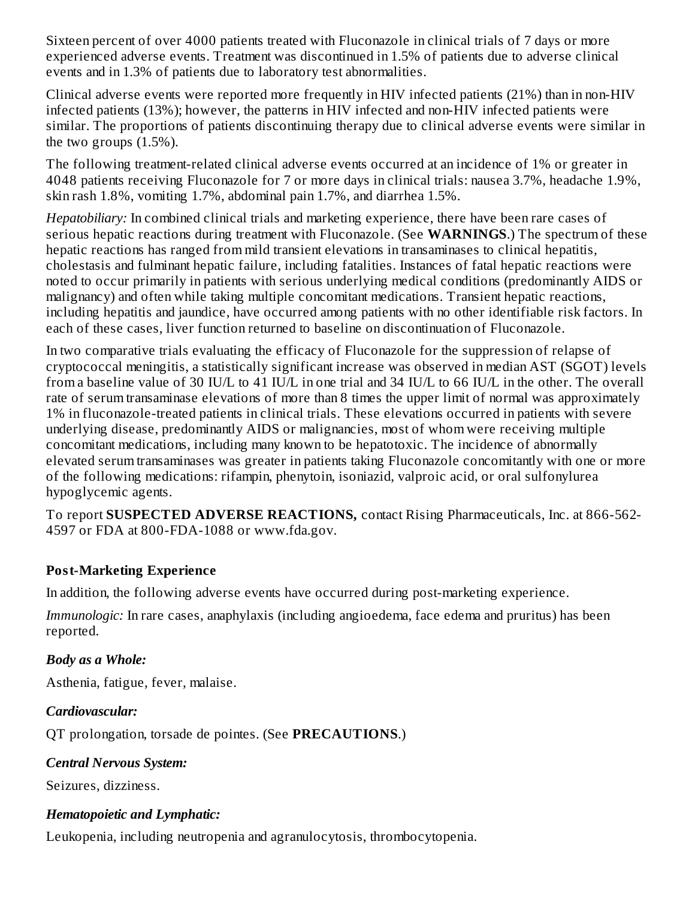Sixteen percent of over 4000 patients treated with Fluconazole in clinical trials of 7 days or more experienced adverse events. Treatment was discontinued in 1.5% of patients due to adverse clinical events and in 1.3% of patients due to laboratory test abnormalities.

Clinical adverse events were reported more frequently in HIV infected patients (21%) than in non-HIV infected patients (13%); however, the patterns in HIV infected and non-HIV infected patients were similar. The proportions of patients discontinuing therapy due to clinical adverse events were similar in the two groups (1.5%).

The following treatment-related clinical adverse events occurred at an incidence of 1% or greater in 4048 patients receiving Fluconazole for 7 or more days in clinical trials: nausea 3.7%, headache 1.9%, skin rash 1.8%, vomiting 1.7%, abdominal pain 1.7%, and diarrhea 1.5%.

*Hepatobiliary:* In combined clinical trials and marketing experience, there have been rare cases of serious hepatic reactions during treatment with Fluconazole. (See **WARNINGS**.) The spectrum of these hepatic reactions has ranged from mild transient elevations in transaminases to clinical hepatitis, cholestasis and fulminant hepatic failure, including fatalities. Instances of fatal hepatic reactions were noted to occur primarily in patients with serious underlying medical conditions (predominantly AIDS or malignancy) and often while taking multiple concomitant medications. Transient hepatic reactions, including hepatitis and jaundice, have occurred among patients with no other identifiable risk factors. In each of these cases, liver function returned to baseline on discontinuation of Fluconazole.

In two comparative trials evaluating the efficacy of Fluconazole for the suppression of relapse of cryptococcal meningitis, a statistically significant increase was observed in median AST (SGOT) levels from a baseline value of 30 IU/L to 41 IU/L in one trial and 34 IU/L to 66 IU/L in the other. The overall rate of serum transaminase elevations of more than 8 times the upper limit of normal was approximately 1% in fluconazole-treated patients in clinical trials. These elevations occurred in patients with severe underlying disease, predominantly AIDS or malignancies, most of whom were receiving multiple concomitant medications, including many known to be hepatotoxic. The incidence of abnormally elevated serum transaminases was greater in patients taking Fluconazole concomitantly with one or more of the following medications: rifampin, phenytoin, isoniazid, valproic acid, or oral sulfonylurea hypoglycemic agents.

To report **SUSPECTED ADVERSE REACTIONS,** contact Rising Pharmaceuticals, Inc. at 866-562-4597 or FDA at 800-FDA-1088 or www.fda.gov.

### Post-Marketing Experience

In addition, the following adverse events have occurred during post-marketing experience.

*Immunologic:* In rare cases, anaphylaxis (including angioedema, face edema and pruritus) has been reported.

***Body as a Whole:***

Asthenia, fatigue, fever, malaise.

***Cardiovascular:***

QT prolongation, torsade de pointes. (See **PRECAUTIONS**.)

***Central Nervous System:***

Seizures, dizziness.

***Hematopoietic and Lymphatic:***

Leukopenia, including neutropenia and agranulocytosis, thrombocytopenia.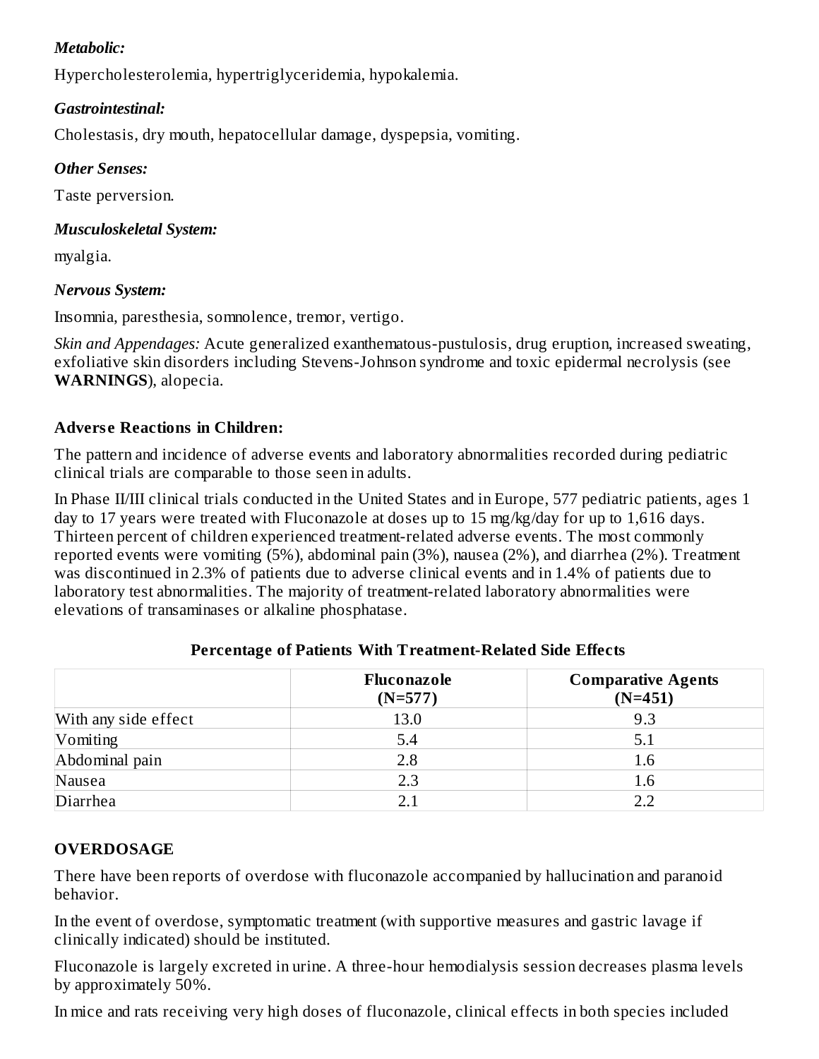***Metabolic:***

Hypercholesterolemia, hypertriglyceridemia, hypokalemia.

***Gastrointestinal:***

Cholestasis, dry mouth, hepatocellular damage, dyspepsia, vomiting.

***Other Senses:***

Taste perversion.

***Musculoskeletal System:***

myalgia.

***Nervous System:***

Insomnia, paresthesia, somnolence, tremor, vertigo.

*Skin and Appendages:* Acute generalized exanthematous-pustulosis, drug eruption, increased sweating, exfoliative skin disorders including Stevens-Johnson syndrome and toxic epidermal necrolysis (see **WARNINGS**), alopecia.

**Adverse Reactions in Children:**

The pattern and incidence of adverse events and laboratory abnormalities recorded during pediatric clinical trials are comparable to those seen in adults.

In Phase II/III clinical trials conducted in the United States and in Europe, 577 pediatric patients, ages 1 day to 17 years were treated with Fluconazole at doses up to 15 mg/kg/day for up to 1,616 days. Thirteen percent of children experienced treatment-related adverse events. The most commonly reported events were vomiting (5%), abdominal pain (3%), nausea (2%), and diarrhea (2%). Treatment was discontinued in 2.3% of patients due to adverse clinical events and in 1.4% of patients due to laboratory test abnormalities. The majority of treatment-related laboratory abnormalities were elevations of transaminases or alkaline phosphatase.

**Percentage of Patients With Treatment-Related Side Effects**

| | **Fluconazole (N=577)** | **Comparative Agents (N=451)** |
|---|---|---|
| With any side effect | 13.0 | 9.3 |
| Vomiting | 5.4 | 5.1 |
| Abdominal pain | 2.8 | 1.6 |
| Nausea | 2.3 | 1.6 |
| Diarrhea | 2.1 | 2.2 |

## OVERDOSAGE

There have been reports of overdose with fluconazole accompanied by hallucination and paranoid behavior.

In the event of overdose, symptomatic treatment (with supportive measures and gastric lavage if clinically indicated) should be instituted.

Fluconazole is largely excreted in urine. A three-hour hemodialysis session decreases plasma levels by approximately 50%.

In mice and rats receiving very high doses of fluconazole, clinical effects in both species included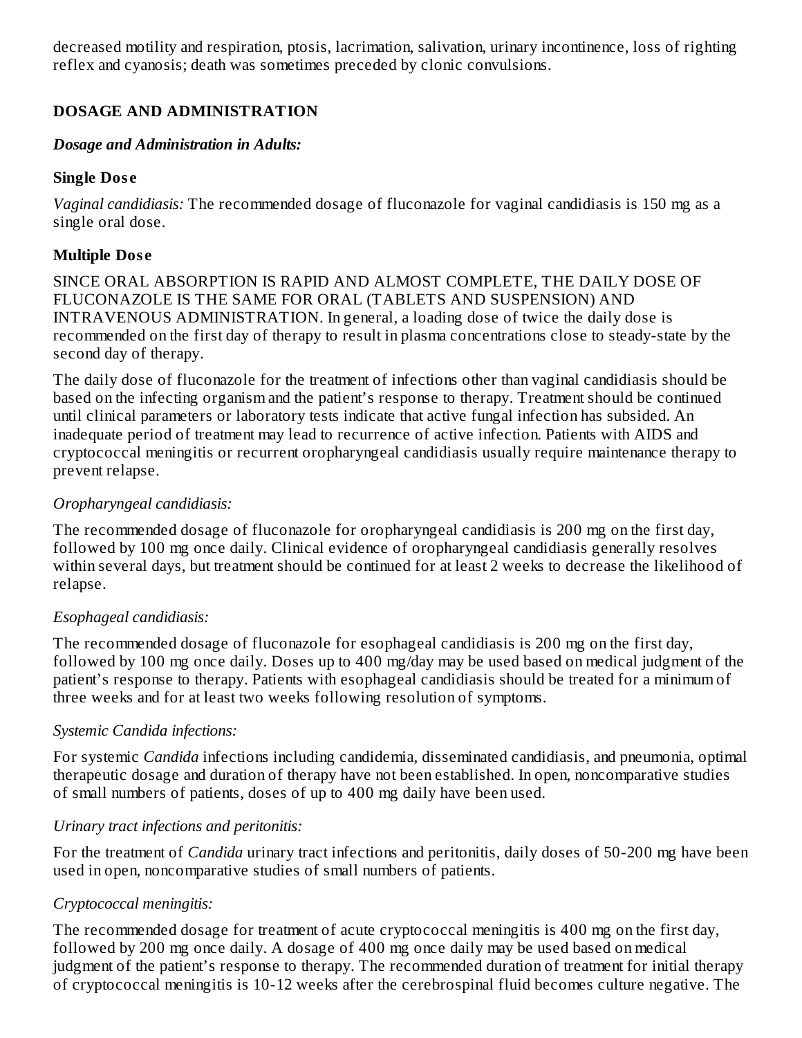decreased motility and respiration, ptosis, lacrimation, salivation, urinary incontinence, loss of righting reflex and cyanosis; death was sometimes preceded by clonic convulsions.

## DOSAGE AND ADMINISTRATION

***Dosage and Administration in Adults:***

### Single Dose

*Vaginal candidiasis:* The recommended dosage of fluconazole for vaginal candidiasis is 150 mg as a single oral dose.

### Multiple Dose

SINCE ORAL ABSORPTION IS RAPID AND ALMOST COMPLETE, THE DAILY DOSE OF FLUCONAZOLE IS THE SAME FOR ORAL (TABLETS AND SUSPENSION) AND INTRAVENOUS ADMINISTRATION. In general, a loading dose of twice the daily dose is recommended on the first day of therapy to result in plasma concentrations close to steady-state by the second day of therapy.

The daily dose of fluconazole for the treatment of infections other than vaginal candidiasis should be based on the infecting organism and the patient's response to therapy. Treatment should be continued until clinical parameters or laboratory tests indicate that active fungal infection has subsided. An inadequate period of treatment may lead to recurrence of active infection. Patients with AIDS and cryptococcal meningitis or recurrent oropharyngeal candidiasis usually require maintenance therapy to prevent relapse.

*Oropharyngeal candidiasis:*

The recommended dosage of fluconazole for oropharyngeal candidiasis is 200 mg on the first day, followed by 100 mg once daily. Clinical evidence of oropharyngeal candidiasis generally resolves within several days, but treatment should be continued for at least 2 weeks to decrease the likelihood of relapse.

*Esophageal candidiasis:*

The recommended dosage of fluconazole for esophageal candidiasis is 200 mg on the first day, followed by 100 mg once daily. Doses up to 400 mg/day may be used based on medical judgment of the patient's response to therapy. Patients with esophageal candidiasis should be treated for a minimum of three weeks and for at least two weeks following resolution of symptoms.

*Systemic Candida infections:*

For systemic *Candida* infections including candidemia, disseminated candidiasis, and pneumonia, optimal therapeutic dosage and duration of therapy have not been established. In open, noncomparative studies of small numbers of patients, doses of up to 400 mg daily have been used.

*Urinary tract infections and peritonitis:*

For the treatment of *Candida* urinary tract infections and peritonitis, daily doses of 50-200 mg have been used in open, noncomparative studies of small numbers of patients.

*Cryptococcal meningitis:*

The recommended dosage for treatment of acute cryptococcal meningitis is 400 mg on the first day, followed by 200 mg once daily. A dosage of 400 mg once daily may be used based on medical judgment of the patient's response to therapy. The recommended duration of treatment for initial therapy of cryptococcal meningitis is 10-12 weeks after the cerebrospinal fluid becomes culture negative. The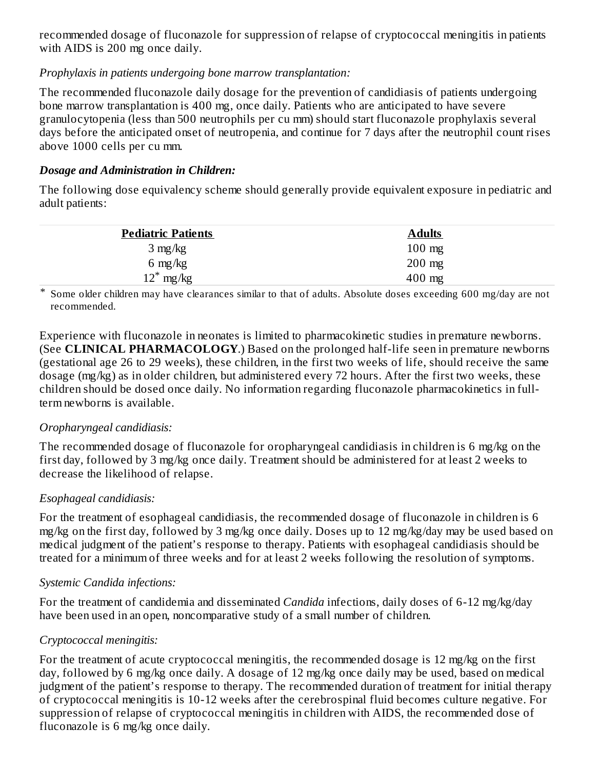recommended dosage of fluconazole for suppression of relapse of cryptococcal meningitis in patients with AIDS is 200 mg once daily.

*Prophylaxis in patients undergoing bone marrow transplantation:*

The recommended fluconazole daily dosage for the prevention of candidiasis of patients undergoing bone marrow transplantation is 400 mg, once daily. Patients who are anticipated to have severe granulocytopenia (less than 500 neutrophils per cu mm) should start fluconazole prophylaxis several days before the anticipated onset of neutropenia, and continue for 7 days after the neutrophil count rises above 1000 cells per cu mm.

***Dosage and Administration in Children:***

The following dose equivalency scheme should generally provide equivalent exposure in pediatric and adult patients:

| Pediatric Patients | Adults |
|---|---|
| 3 mg/kg | 100 mg |
| 6 mg/kg | 200 mg |
| 12* mg/kg | 400 mg |

\* Some older children may have clearances similar to that of adults. Absolute doses exceeding 600 mg/day are not recommended.

Experience with fluconazole in neonates is limited to pharmacokinetic studies in premature newborns. (See **CLINICAL PHARMACOLOGY**.) Based on the prolonged half-life seen in premature newborns (gestational age 26 to 29 weeks), these children, in the first two weeks of life, should receive the same dosage (mg/kg) as in older children, but administered every 72 hours. After the first two weeks, these children should be dosed once daily. No information regarding fluconazole pharmacokinetics in full-term newborns is available.

*Oropharyngeal candidiasis:*

The recommended dosage of fluconazole for oropharyngeal candidiasis in children is 6 mg/kg on the first day, followed by 3 mg/kg once daily. Treatment should be administered for at least 2 weeks to decrease the likelihood of relapse.

*Esophageal candidiasis:*

For the treatment of esophageal candidiasis, the recommended dosage of fluconazole in children is 6 mg/kg on the first day, followed by 3 mg/kg once daily. Doses up to 12 mg/kg/day may be used based on medical judgment of the patient's response to therapy. Patients with esophageal candidiasis should be treated for a minimum of three weeks and for at least 2 weeks following the resolution of symptoms.

*Systemic Candida infections:*

For the treatment of candidemia and disseminated *Candida* infections, daily doses of 6-12 mg/kg/day have been used in an open, noncomparative study of a small number of children.

*Cryptococcal meningitis:*

For the treatment of acute cryptococcal meningitis, the recommended dosage is 12 mg/kg on the first day, followed by 6 mg/kg once daily. A dosage of 12 mg/kg once daily may be used, based on medical judgment of the patient's response to therapy. The recommended duration of treatment for initial therapy of cryptococcal meningitis is 10-12 weeks after the cerebrospinal fluid becomes culture negative. For suppression of relapse of cryptococcal meningitis in children with AIDS, the recommended dose of fluconazole is 6 mg/kg once daily.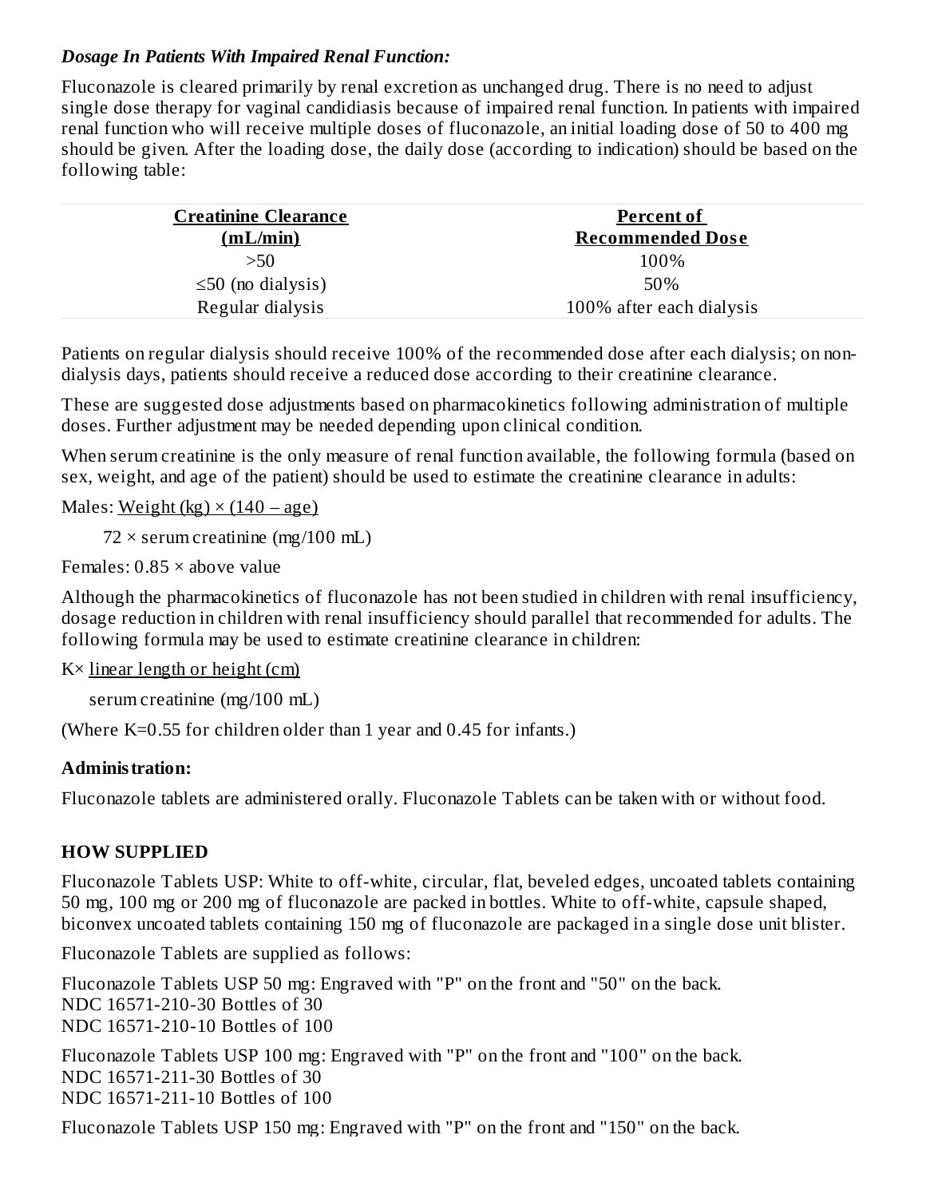***Dosage In Patients With Impaired Renal Function:***

Fluconazole is cleared primarily by renal excretion as unchanged drug. There is no need to adjust single dose therapy for vaginal candidiasis because of impaired renal function. In patients with impaired renal function who will receive multiple doses of fluconazole, an initial loading dose of 50 to 400 mg should be given. After the loading dose, the daily dose (according to indication) should be based on the following table:

| Creatinine Clearance (mL/min) | Percent of Recommended Dose |
|---|---|
| >50 | 100% |
| ≤50 (no dialysis) | 50% |
| Regular dialysis | 100% after each dialysis |

Patients on regular dialysis should receive 100% of the recommended dose after each dialysis; on non-dialysis days, patients should receive a reduced dose according to their creatinine clearance.

These are suggested dose adjustments based on pharmacokinetics following administration of multiple doses. Further adjustment may be needed depending upon clinical condition.

When serum creatinine is the only measure of renal function available, the following formula (based on sex, weight, and age of the patient) should be used to estimate the creatinine clearance in adults:

Males: $\dfrac{\text{Weight (kg)} \times (140 - \text{age})}{72 \times \text{serum creatinine (mg/100 mL)}}$

Females: 0.85 × above value

Although the pharmacokinetics of fluconazole has not been studied in children with renal insufficiency, dosage reduction in children with renal insufficiency should parallel that recommended for adults. The following formula may be used to estimate creatinine clearance in children:

$K \times \dfrac{\text{linear length or height (cm)}}{\text{serum creatinine (mg/100 mL)}}$

(Where K=0.55 for children older than 1 year and 0.45 for infants.)

**Administration:**

Fluconazole tablets are administered orally. Fluconazole Tablets can be taken with or without food.

## HOW SUPPLIED

Fluconazole Tablets USP: White to off-white, circular, flat, beveled edges, uncoated tablets containing 50 mg, 100 mg or 200 mg of fluconazole are packed in bottles. White to off-white, capsule shaped, biconvex uncoated tablets containing 150 mg of fluconazole are packaged in a single dose unit blister.

Fluconazole Tablets are supplied as follows:

Fluconazole Tablets USP 50 mg: Engraved with "P" on the front and "50" on the back.
NDC 16571-210-30 Bottles of 30
NDC 16571-210-10 Bottles of 100

Fluconazole Tablets USP 100 mg: Engraved with "P" on the front and "100" on the back.
NDC 16571-211-30 Bottles of 30
NDC 16571-211-10 Bottles of 100

Fluconazole Tablets USP 150 mg: Engraved with "P" on the front and "150" on the back.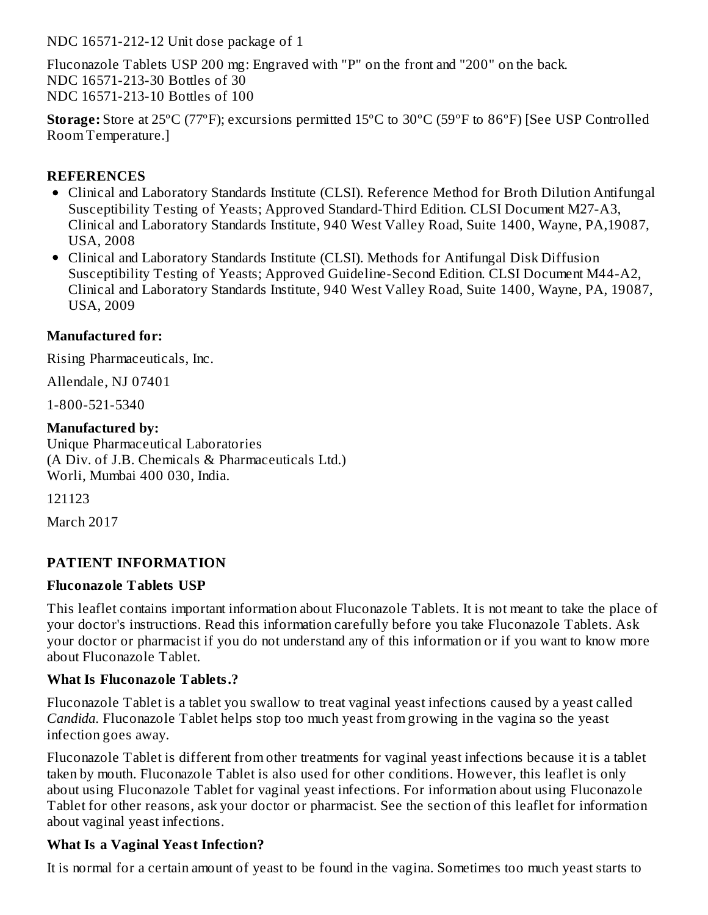NDC 16571-212-12 Unit dose package of 1

Fluconazole Tablets USP 200 mg: Engraved with "P" on the front and "200" on the back.
NDC 16571-213-30 Bottles of 30
NDC 16571-213-10 Bottles of 100

**Storage:** Store at 25ºC (77ºF); excursions permitted 15ºC to 30ºC (59ºF to 86ºF) [See USP Controlled Room Temperature.]

**REFERENCES**

- Clinical and Laboratory Standards Institute (CLSI). Reference Method for Broth Dilution Antifungal Susceptibility Testing of Yeasts; Approved Standard-Third Edition. CLSI Document M27-A3, Clinical and Laboratory Standards Institute, 940 West Valley Road, Suite 1400, Wayne, PA,19087, USA, 2008
- Clinical and Laboratory Standards Institute (CLSI). Methods for Antifungal Disk Diffusion Susceptibility Testing of Yeasts; Approved Guideline-Second Edition. CLSI Document M44-A2, Clinical and Laboratory Standards Institute, 940 West Valley Road, Suite 1400, Wayne, PA, 19087, USA, 2009

**Manufactured for:**

Rising Pharmaceuticals, Inc.

Allendale, NJ 07401

1-800-521-5340

**Manufactured by:**
Unique Pharmaceutical Laboratories
(A Div. of J.B. Chemicals & Pharmaceuticals Ltd.)
Worli, Mumbai 400 030, India.

121123

March 2017

**PATIENT INFORMATION**

**Fluconazole Tablets USP**

This leaflet contains important information about Fluconazole Tablets. It is not meant to take the place of your doctor's instructions. Read this information carefully before you take Fluconazole Tablets. Ask your doctor or pharmacist if you do not understand any of this information or if you want to know more about Fluconazole Tablet.

**What Is Fluconazole Tablets.?**

Fluconazole Tablet is a tablet you swallow to treat vaginal yeast infections caused by a yeast called *Candida.* Fluconazole Tablet helps stop too much yeast from growing in the vagina so the yeast infection goes away.

Fluconazole Tablet is different from other treatments for vaginal yeast infections because it is a tablet taken by mouth. Fluconazole Tablet is also used for other conditions. However, this leaflet is only about using Fluconazole Tablet for vaginal yeast infections. For information about using Fluconazole Tablet for other reasons, ask your doctor or pharmacist. See the section of this leaflet for information about vaginal yeast infections.

**What Is a Vaginal Yeast Infection?**

It is normal for a certain amount of yeast to be found in the vagina. Sometimes too much yeast starts to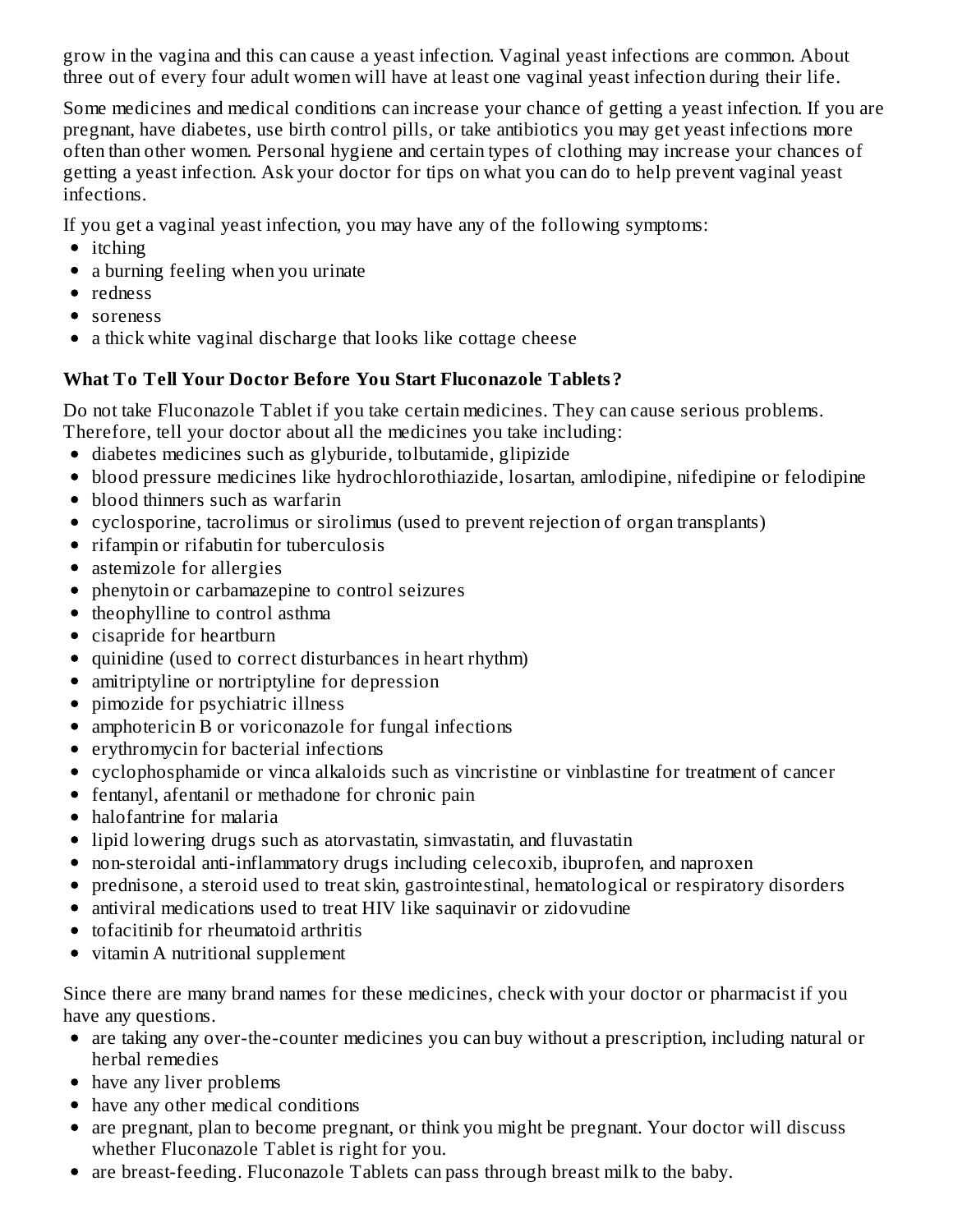grow in the vagina and this can cause a yeast infection. Vaginal yeast infections are common. About three out of every four adult women will have at least one vaginal yeast infection during their life.

Some medicines and medical conditions can increase your chance of getting a yeast infection. If you are pregnant, have diabetes, use birth control pills, or take antibiotics you may get yeast infections more often than other women. Personal hygiene and certain types of clothing may increase your chances of getting a yeast infection. Ask your doctor for tips on what you can do to help prevent vaginal yeast infections.

If you get a vaginal yeast infection, you may have any of the following symptoms:

- itching
- a burning feeling when you urinate
- redness
- soreness
- a thick white vaginal discharge that looks like cottage cheese

### What To Tell Your Doctor Before You Start Fluconazole Tablets?

Do not take Fluconazole Tablet if you take certain medicines. They can cause serious problems. Therefore, tell your doctor about all the medicines you take including:

- diabetes medicines such as glyburide, tolbutamide, glipizide
- blood pressure medicines like hydrochlorothiazide, losartan, amlodipine, nifedipine or felodipine
- blood thinners such as warfarin
- cyclosporine, tacrolimus or sirolimus (used to prevent rejection of organ transplants)
- rifampin or rifabutin for tuberculosis
- astemizole for allergies
- phenytoin or carbamazepine to control seizures
- theophylline to control asthma
- cisapride for heartburn
- quinidine (used to correct disturbances in heart rhythm)
- amitriptyline or nortriptyline for depression
- pimozide for psychiatric illness
- amphotericin B or voriconazole for fungal infections
- erythromycin for bacterial infections
- cyclophosphamide or vinca alkaloids such as vincristine or vinblastine for treatment of cancer
- fentanyl, afentanil or methadone for chronic pain
- halofantrine for malaria
- lipid lowering drugs such as atorvastatin, simvastatin, and fluvastatin
- non-steroidal anti-inflammatory drugs including celecoxib, ibuprofen, and naproxen
- prednisone, a steroid used to treat skin, gastrointestinal, hematological or respiratory disorders
- antiviral medications used to treat HIV like saquinavir or zidovudine
- tofacitinib for rheumatoid arthritis
- vitamin A nutritional supplement

Since there are many brand names for these medicines, check with your doctor or pharmacist if you have any questions.

- are taking any over-the-counter medicines you can buy without a prescription, including natural or herbal remedies
- have any liver problems
- have any other medical conditions
- are pregnant, plan to become pregnant, or think you might be pregnant. Your doctor will discuss whether Fluconazole Tablet is right for you.
- are breast-feeding. Fluconazole Tablets can pass through breast milk to the baby.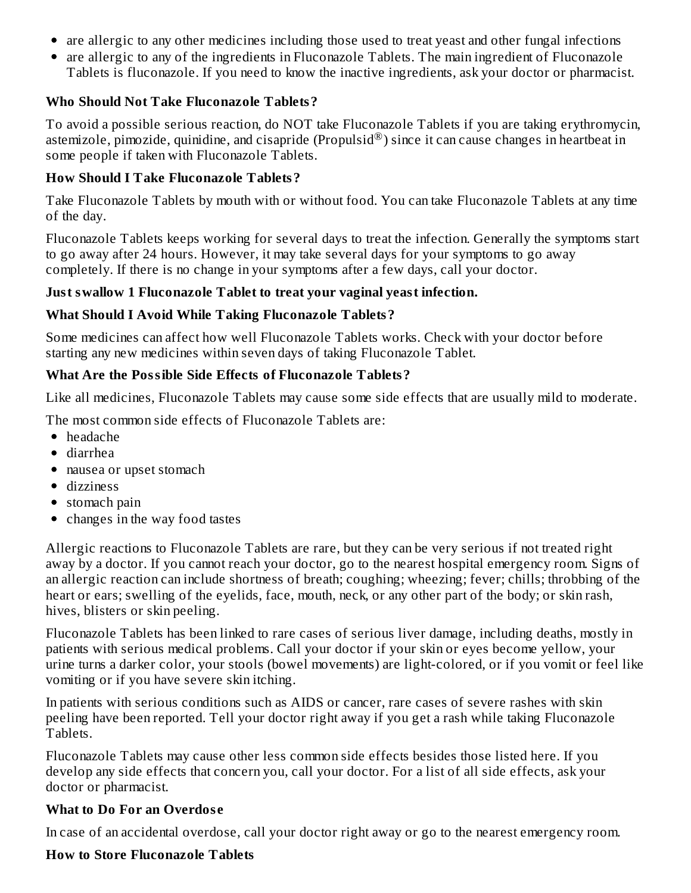- are allergic to any other medicines including those used to treat yeast and other fungal infections
- are allergic to any of the ingredients in Fluconazole Tablets. The main ingredient of Fluconazole Tablets is fluconazole. If you need to know the inactive ingredients, ask your doctor or pharmacist.

**Who Should Not Take Fluconazole Tablets?**

To avoid a possible serious reaction, do NOT take Fluconazole Tablets if you are taking erythromycin, astemizole, pimozide, quinidine, and cisapride (Propulsid®) since it can cause changes in heartbeat in some people if taken with Fluconazole Tablets.

**How Should I Take Fluconazole Tablets?**

Take Fluconazole Tablets by mouth with or without food. You can take Fluconazole Tablets at any time of the day.

Fluconazole Tablets keeps working for several days to treat the infection. Generally the symptoms start to go away after 24 hours. However, it may take several days for your symptoms to go away completely. If there is no change in your symptoms after a few days, call your doctor.

**Just swallow 1 Fluconazole Tablet to treat your vaginal yeast infection.**

**What Should I Avoid While Taking Fluconazole Tablets?**

Some medicines can affect how well Fluconazole Tablets works. Check with your doctor before starting any new medicines within seven days of taking Fluconazole Tablet.

**What Are the Possible Side Effects of Fluconazole Tablets?**

Like all medicines, Fluconazole Tablets may cause some side effects that are usually mild to moderate.

The most common side effects of Fluconazole Tablets are:

- headache
- diarrhea
- nausea or upset stomach
- dizziness
- stomach pain
- changes in the way food tastes

Allergic reactions to Fluconazole Tablets are rare, but they can be very serious if not treated right away by a doctor. If you cannot reach your doctor, go to the nearest hospital emergency room. Signs of an allergic reaction can include shortness of breath; coughing; wheezing; fever; chills; throbbing of the heart or ears; swelling of the eyelids, face, mouth, neck, or any other part of the body; or skin rash, hives, blisters or skin peeling.

Fluconazole Tablets has been linked to rare cases of serious liver damage, including deaths, mostly in patients with serious medical problems. Call your doctor if your skin or eyes become yellow, your urine turns a darker color, your stools (bowel movements) are light-colored, or if you vomit or feel like vomiting or if you have severe skin itching.

In patients with serious conditions such as AIDS or cancer, rare cases of severe rashes with skin peeling have been reported. Tell your doctor right away if you get a rash while taking Fluconazole Tablets.

Fluconazole Tablets may cause other less common side effects besides those listed here. If you develop any side effects that concern you, call your doctor. For a list of all side effects, ask your doctor or pharmacist.

**What to Do For an Overdose**

In case of an accidental overdose, call your doctor right away or go to the nearest emergency room.

**How to Store Fluconazole Tablets**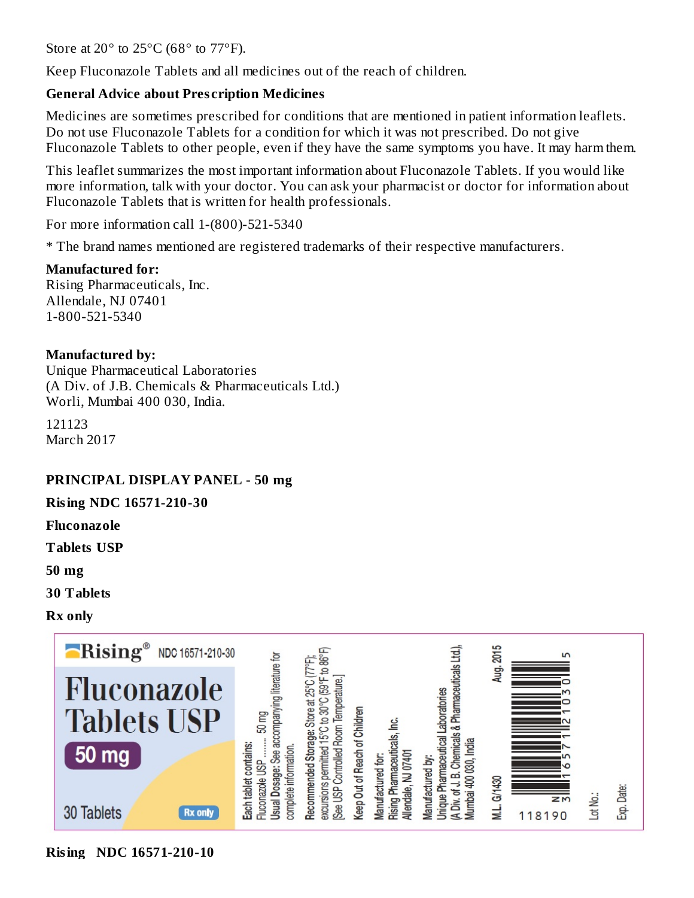Store at 20° to 25°C (68° to 77°F).

Keep Fluconazole Tablets and all medicines out of the reach of children.

**General Advice about Prescription Medicines**

Medicines are sometimes prescribed for conditions that are mentioned in patient information leaflets. Do not use Fluconazole Tablets for a condition for which it was not prescribed. Do not give Fluconazole Tablets to other people, even if they have the same symptoms you have. It may harm them.

This leaflet summarizes the most important information about Fluconazole Tablets. If you would like more information, talk with your doctor. You can ask your pharmacist or doctor for information about Fluconazole Tablets that is written for health professionals.

For more information call 1-(800)-521-5340

* The brand names mentioned are registered trademarks of their respective manufacturers.

**Manufactured for:**
Rising Pharmaceuticals, Inc.
Allendale, NJ 07401
1-800-521-5340

**Manufactured by:**
Unique Pharmaceutical Laboratories
(A Div. of J.B. Chemicals & Pharmaceuticals Ltd.)
Worli, Mumbai 400 030, India.

121123
March 2017

**PRINCIPAL DISPLAY PANEL - 50 mg**

**Rising NDC 16571-210-30**

**Fluconazole**

**Tablets USP**

**50 mg**

**30 Tablets**

**Rx only**

Rising® NDC 16571-210-30

Fluconazole Tablets USP

50 mg

30 Tablets

Rx only

Each tablet contains:
Fluconazole USP ........ 50 mg
Usual Dosage: See accompanying literature for complete information.

Recommended Storage: Store at 25°C (77°F); excursions permitted 15°C to 30°C (59°F to 86°F) [See USP Controlled Room Temperature.]

Keep Out of Reach of Children

Manufactured for:
Rising Pharmaceuticals, Inc.
Allendale, NJ 07401

Manufactured by:
Unique Pharmaceutical Laboratories
(A Div. of J. B. Chemicals & Pharmaceuticals Ltd.),
Mumbai 400 030, India

M.L. G/1430 Aug. 2015

N 3 16571 21030 5

118190

Lot No.:

Exp. Date:

**Rising NDC 16571-210-10**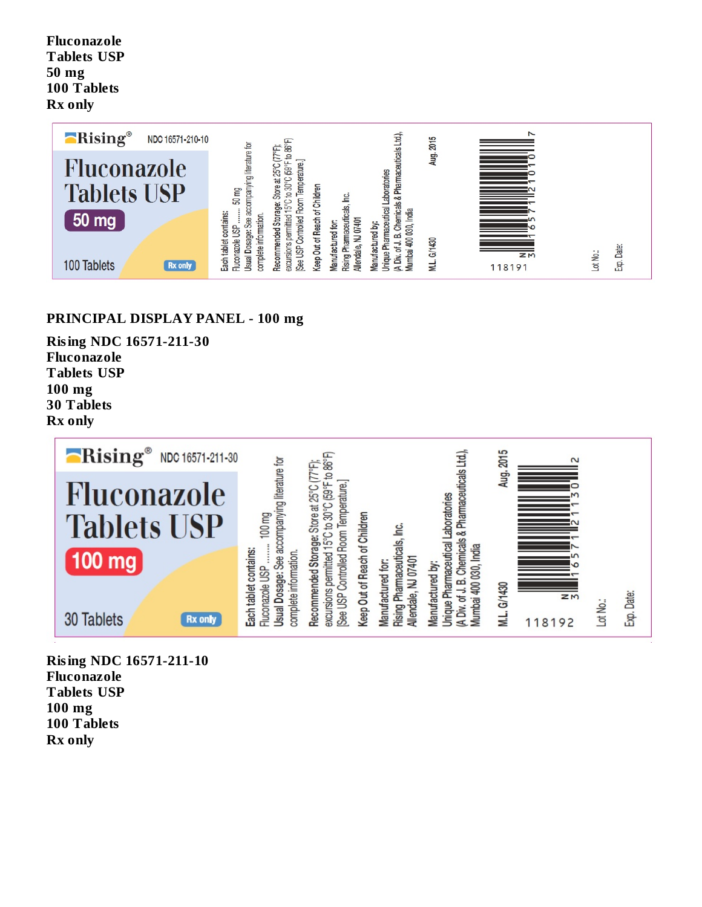**Fluconazole Tablets USP 50 mg 100 Tablets Rx only**

Rising® NDC 16571-210-10

Fluconazole Tablets USP

50 mg

100 Tablets

Rx only

Each tablet contains:
Fluconazole USP ........ 50 mg

**Usual Dosage:** See accompanying literature for complete information.

**Recommended Storage:** Store at 25°C (77°F); excursions permitted 15°C to 30°C (59°F to 86°F) [See USP Controlled Room Temperature.]

**Keep Out of Reach of Children**

Manufactured for:
Rising Pharmaceuticals, Inc.
Allendale, NJ 07401

Manufactured by:
Unique Pharmaceutical Laboratories
(A Div. of J. B. Chemicals & Pharmaceuticals Ltd.),
Mumbai 400 030, India

M.L. G/1430

Aug. 2015

N 3 16571 21010 7

118191

Lot No.:

Exp. Date:

## PRINCIPAL DISPLAY PANEL - 100 mg

**Rising NDC 16571-211-30 Fluconazole Tablets USP 100 mg 30 Tablets Rx only**

Rising® NDC 16571-211-30

Fluconazole Tablets USP

100 mg

30 Tablets

Rx only

Each tablet contains:
Fluconazole USP ........ 100 mg

**Usual Dosage:** See accompanying literature for complete information.

**Recommended Storage:** Store at 25°C (77°F); excursions permitted 15°C to 30°C (59°F to 86°F) [See USP Controlled Room Temperature.]

**Keep Out of Reach of Children**

Manufactured for:
Rising Pharmaceuticals, Inc.
Allendale, NJ 07401

Manufactured by:
Unique Pharmaceutical Laboratories
(A Div. of J. B. Chemicals & Pharmaceuticals Ltd.),
Mumbai 400 030, India

M.L. G/1430

Aug. 2015

N 3 16571 21130 2

118192

Lot No.:

Exp. Date:

**Rising NDC 16571-211-10 Fluconazole Tablets USP 100 mg 100 Tablets Rx only**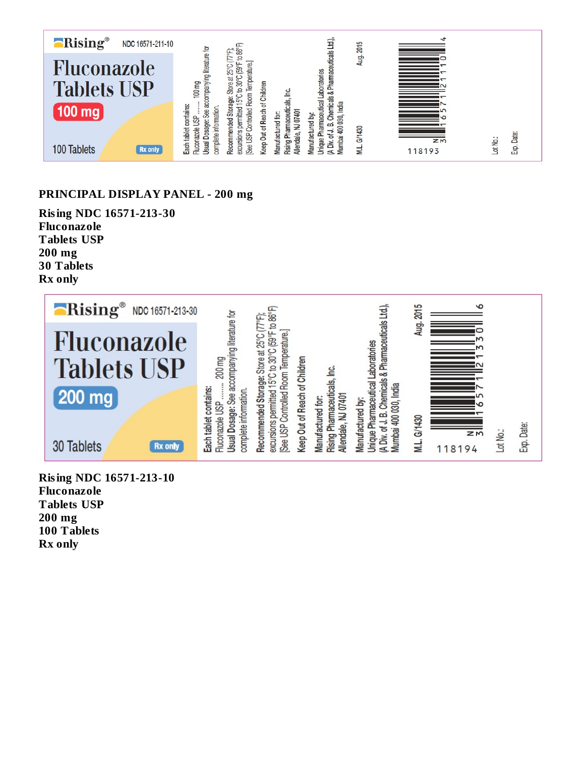Rising® NDC 16571-211-10

Fluconazole Tablets USP

100 mg

100 Tablets

Rx only

Each tablet contains:
Fluconazole USP ........ 100 mg

**Usual Dosage:** See accompanying literature for complete information.

**Recommended Storage:** Store at 25°C (77°F); excursions permitted 15°C to 30°C (59°F to 86°F) [See USP Controlled Room Temperature.]

Keep Out of Reach of Children

Manufactured for:
Rising Pharmaceuticals, Inc.
Allendale, NJ 07401

Manufactured by:
Unique Pharmaceutical Laboratories
(A Div. of J. B. Chemicals & Pharmaceuticals Ltd.),
Mumbai 400 030, India

M.L. G/1430

Aug. 2015

N 3 16571 21110 4

118193

Lot No.:

Exp. Date:

**PRINCIPAL DISPLAY PANEL - 200 mg**

**Rising NDC 16571-213-30**
**Fluconazole**
**Tablets USP**
**200 mg**
**30 Tablets**
**Rx only**

Rising® NDC 16571-213-30

Fluconazole Tablets USP

200 mg

30 Tablets

Rx only

Each tablet contains:
Fluconazole USP ........ 200 mg

**Usual Dosage:** See accompanying literature for complete information.

**Recommended Storage:** Store at 25°C (77°F); excursions permitted 15°C to 30°C (59°F to 86°F) [See USP Controlled Room Temperature.]

Keep Out of Reach of Children

Manufactured for:
Rising Pharmaceuticals, Inc.
Allendale, NJ 07401

Manufactured by:
Unique Pharmaceutical Laboratories
(A Div. of J. B. Chemicals & Pharmaceuticals Ltd.),
Mumbai 400 030, India

M.L. G/1430

Aug. 2015

N 3 16571 21330 6

118194

Lot No.:

Exp. Date:

**Rising NDC 16571-213-10**
**Fluconazole**
**Tablets USP**
**200 mg**
**100 Tablets**
**Rx only**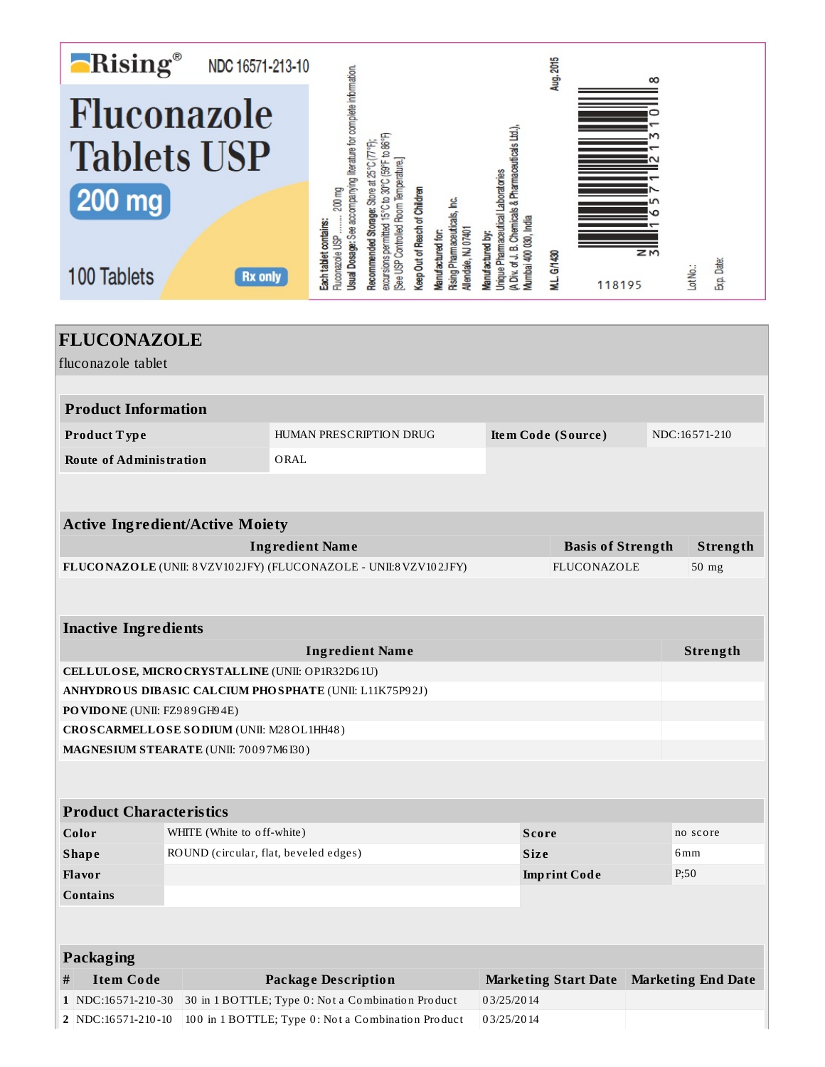Rising®  NDC 16571-213-10

# Fluconazole Tablets USP

**200 mg**

100 Tablets

Rx only

**Each tablet contains:**
Fluconazole USP ........ 200 mg

**Usual Dosage:** See accompanying literature for complete information.

**Recommended Storage:** Store at 25°C (77°F); excursions permitted 15°C to 30°C (59°F to 86°F) [See USP Controlled Room Temperature.]

**Keep Out of Reach of Children**

**Manufactured for:**
Rising Pharmaceuticals, Inc.
Allendale, NJ 07401

**Manufactured by:**
Unique Pharmaceutical Laboratories
(A Div. of J. B. Chemicals & Pharmaceuticals Ltd.),
Mumbai 400 030, India

**M.L. G/1430**

Aug, 2015

N 3 16571 21310 8

118195

Lot No.:

Exp. Date:

## FLUCONAZOLE

fluconazole tablet

| **Product Information** | | | |
|---|---|---|---|
| **Product Type** | HUMAN PRESCRIPTION DRUG | **Item Code (Source)** | NDC:16571-210 |
| **Route of Administration** | ORAL | | |

| **Active Ingredient/Active Moiety** | | |
|---|---|---|
| **Ingredient Name** | **Basis of Strength** | **Strength** |
| **FLUCONAZOLE** (UNII: 8VZV102JFY) (FLUCONAZOLE - UNII:8VZV102JFY) | FLUCONAZOLE | 50 mg |

| **Inactive Ingredients** | |
|---|---|
| **Ingredient Name** | **Strength** |
| **CELLULOSE, MICROCRYSTALLINE** (UNII: OP1R32D61U) | |
| **ANHYDROUS DIBASIC CALCIUM PHOSPHATE** (UNII: L11K75P92J) | |
| **POVIDONE** (UNII: FZ989GH94E) | |
| **CROSCARMELLOSE SODIUM** (UNII: M28OL1HH48) | |
| **MAGNESIUM STEARATE** (UNII: 70097M6I30) | |

| **Product Characteristics** | | | |
|---|---|---|---|
| **Color** | WHITE (White to off-white) | **Score** | no score |
| **Shape** | ROUND (circular, flat, beveled edges) | **Size** | 6mm |
| **Flavor** | | **Imprint Code** | P;50 |
| **Contains** | | | |

| **Packaging** | | | | |
|---|---|---|---|---|
| **#** | **Item Code** | **Package Description** | **Marketing Start Date** | **Marketing End Date** |
| 1 | NDC:16571-210-30 | 30 in 1 BOTTLE; Type 0: Not a Combination Product | 03/25/2014 | |
| 2 | NDC:16571-210-10 | 100 in 1 BOTTLE; Type 0: Not a Combination Product | 03/25/2014 | |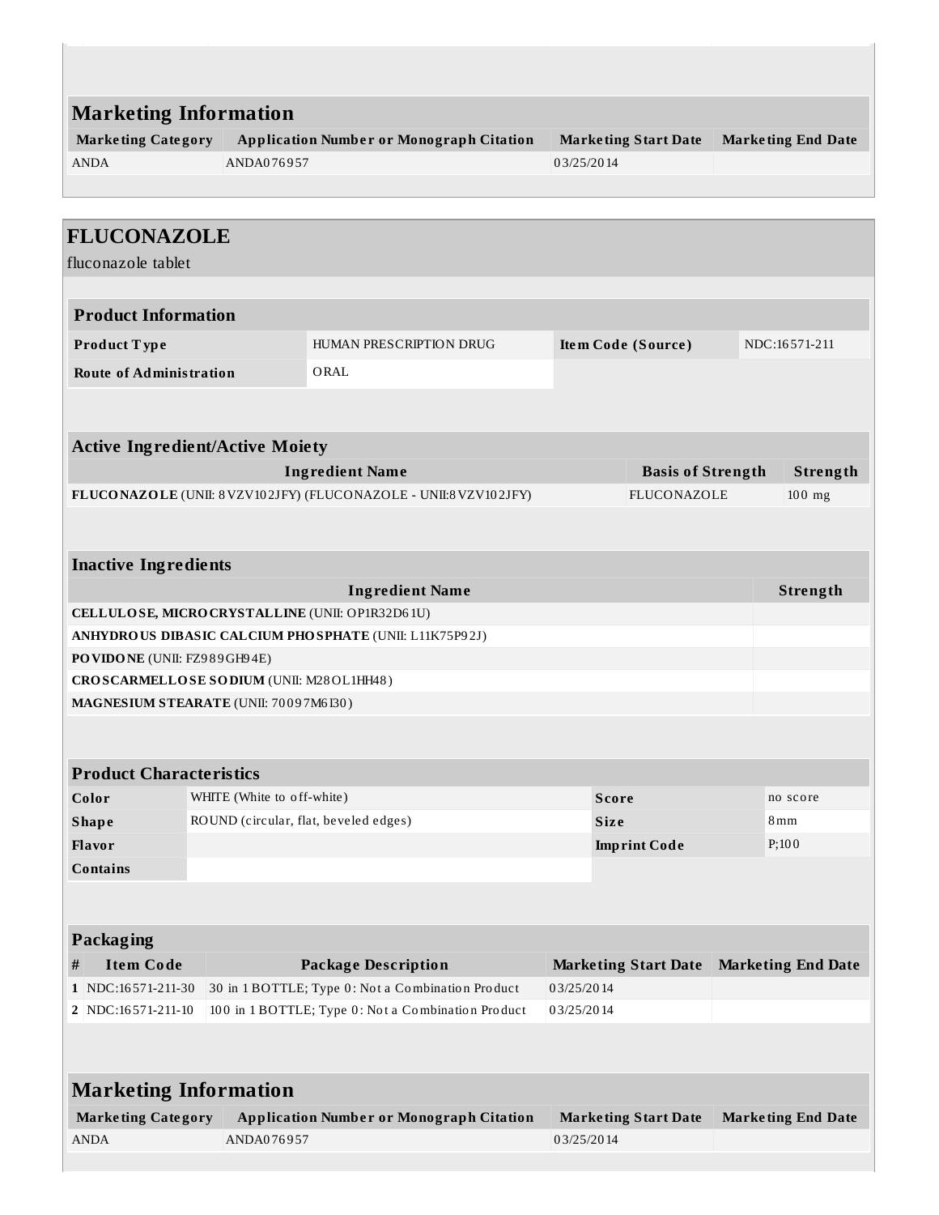## Marketing Information

| Marketing Category | Application Number or Monograph Citation | Marketing Start Date | Marketing End Date |
|---|---|---|---|
| ANDA | ANDA076957 | 03/25/2014 | |

# FLUCONAZOLE

fluconazole tablet

### Product Information

| | | | |
|---|---|---|---|
| **Product Type** | HUMAN PRESCRIPTION DRUG | **Item Code (Source)** | NDC:16571-211 |
| **Route of Administration** | ORAL | | |

### Active Ingredient/Active Moiety

| Ingredient Name | Basis of Strength | Strength |
|---|---|---|
| **FLUCONAZOLE** (UNII: 8VZV102JFY) (FLUCONAZOLE - UNII:8VZV102JFY) | FLUCONAZOLE | 100 mg |

### Inactive Ingredients

| Ingredient Name | Strength |
|---|---|
| **CELLULOSE, MICROCRYSTALLINE** (UNII: OP1R32D61U) | |
| **ANHYDROUS DIBASIC CALCIUM PHOSPHATE** (UNII: L11K75P92J) | |
| **POVIDONE** (UNII: FZ989GH94E) | |
| **CROSCARMELLOSE SODIUM** (UNII: M28OL1HH48) | |
| **MAGNESIUM STEARATE** (UNII: 70097M6I30) | |

### Product Characteristics

| | | | |
|---|---|---|---|
| **Color** | WHITE (White to off-white) | **Score** | no score |
| **Shape** | ROUND (circular, flat, beveled edges) | **Size** | 8mm |
| **Flavor** | | **Imprint Code** | P;100 |
| **Contains** | | | |

### Packaging

| # | Item Code | Package Description | Marketing Start Date | Marketing End Date |
|---|---|---|---|---|
| 1 | NDC:16571-211-30 | 30 in 1 BOTTLE; Type 0: Not a Combination Product | 03/25/2014 | |
| 2 | NDC:16571-211-10 | 100 in 1 BOTTLE; Type 0: Not a Combination Product | 03/25/2014 | |

## Marketing Information

| Marketing Category | Application Number or Monograph Citation | Marketing Start Date | Marketing End Date |
|---|---|---|---|
| ANDA | ANDA076957 | 03/25/2014 | |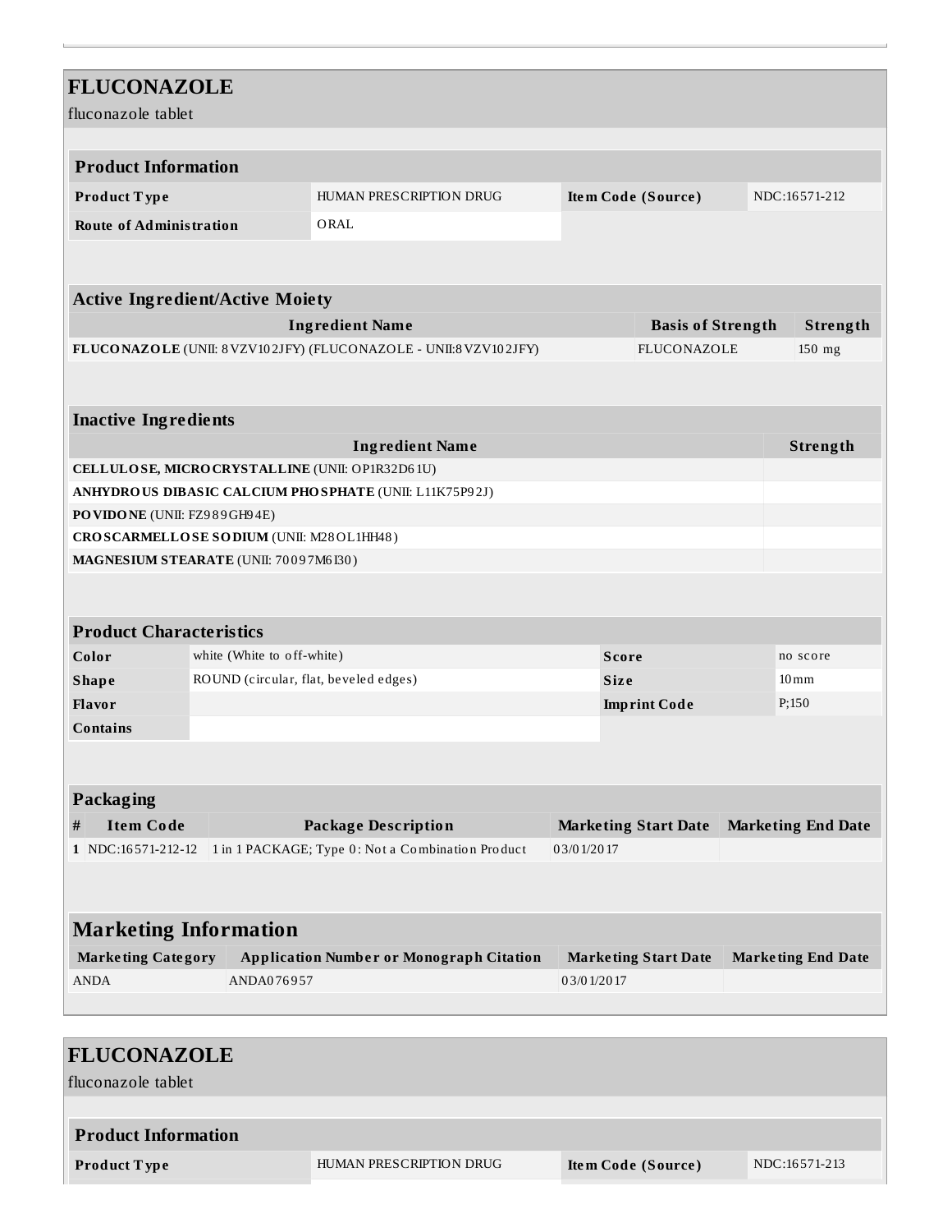# FLUCONAZOLE

fluconazole tablet

| Product Information | | | |
|---|---|---|---|
| **Product Type** | HUMAN PRESCRIPTION DRUG | **Item Code (Source)** | NDC:16571-212 |
| **Route of Administration** | ORAL | | |

| Active Ingredient/Active Moiety | | |
|---|---|---|
| **Ingredient Name** | **Basis of Strength** | **Strength** |
| **FLUCONAZOLE** (UNII: 8VZV102JFY) (FLUCONAZOLE - UNII:8VZV102JFY) | FLUCONAZOLE | 150 mg |

| Inactive Ingredients | |
|---|---|
| **Ingredient Name** | **Strength** |
| **CELLULOSE, MICROCRYSTALLINE** (UNII: OP1R32D61U) | |
| **ANHYDROUS DIBASIC CALCIUM PHOSPHATE** (UNII: L11K75P92J) | |
| **POVIDONE** (UNII: FZ989GH94E) | |
| **CROSCARMELLOSE SODIUM** (UNII: M28OL1HH48) | |
| **MAGNESIUM STEARATE** (UNII: 70097M6I30) | |

| Product Characteristics | | | |
|---|---|---|---|
| **Color** | white (White to off-white) | **Score** | no score |
| **Shape** | ROUND (circular, flat, beveled edges) | **Size** | 10mm |
| **Flavor** | | **Imprint Code** | P;150 |
| **Contains** | | | |

| Packaging | | | | |
|---|---|---|---|---|
| **#** | **Item Code** | **Package Description** | **Marketing Start Date** | **Marketing End Date** |
| **1** | NDC:16571-212-12 | 1 in 1 PACKAGE; Type 0: Not a Combination Product | 03/01/2017 | |

| Marketing Information | | | |
|---|---|---|---|
| **Marketing Category** | **Application Number or Monograph Citation** | **Marketing Start Date** | **Marketing End Date** |
| ANDA | ANDA076957 | 03/01/2017 | |

# FLUCONAZOLE

fluconazole tablet

| Product Information | | | |
|---|---|---|---|
| **Product Type** | HUMAN PRESCRIPTION DRUG | **Item Code (Source)** | NDC:16571-213 |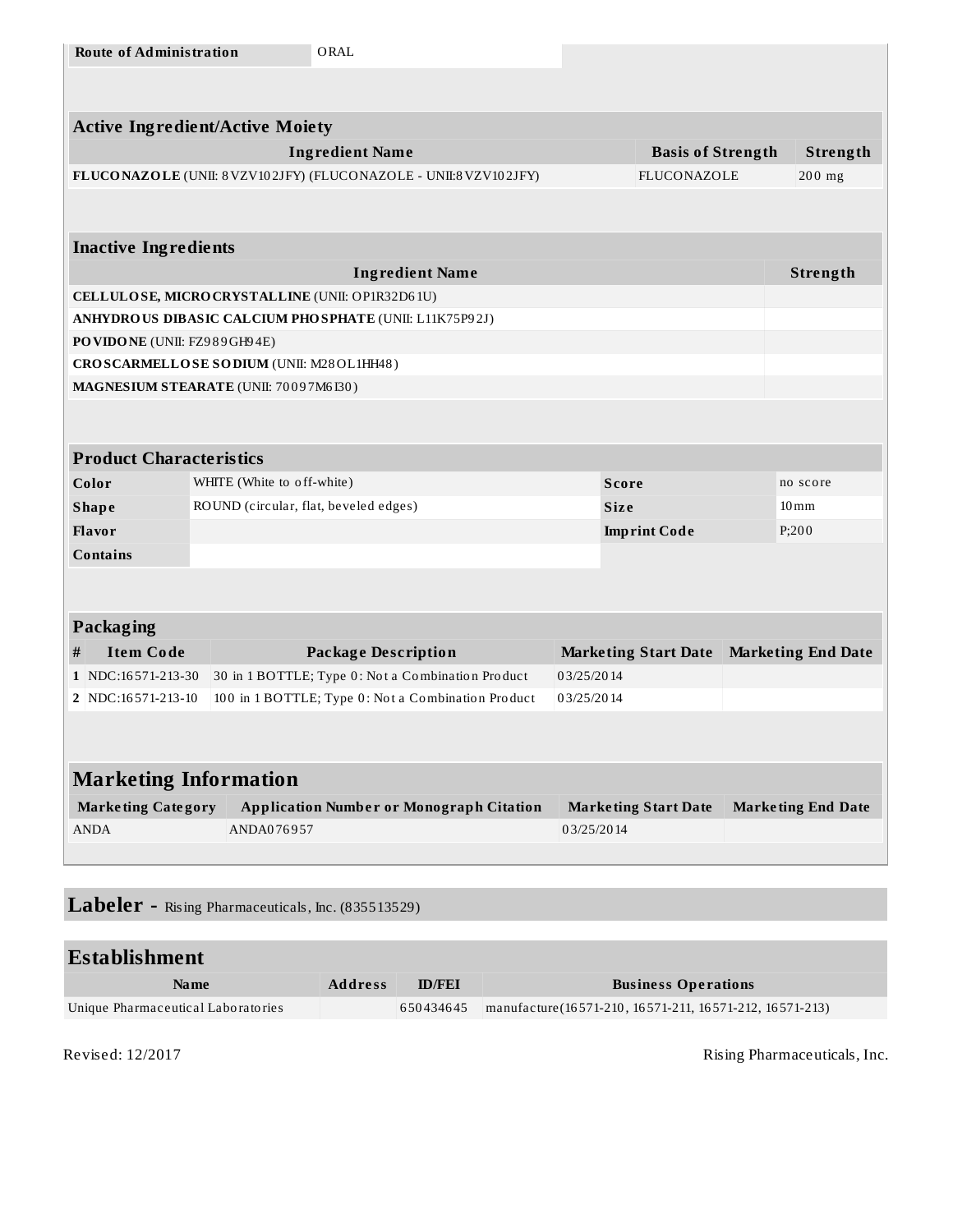| | |
|---|---|
| **Route of Administration** | ORAL |

| **Active Ingredient/Active Moiety** | | |
|---|---|---|
| **Ingredient Name** | **Basis of Strength** | **Strength** |
| **FLUCONAZOLE** (UNII: 8VZV102JFY) (FLUCONAZOLE - UNII:8VZV102JFY) | FLUCONAZOLE | 200 mg |

| **Inactive Ingredients** | |
|---|---|
| **Ingredient Name** | **Strength** |
| **CELLULOSE, MICROCRYSTALLINE** (UNII: OP1R32D61U) | |
| **ANHYDROUS DIBASIC CALCIUM PHOSPHATE** (UNII: L11K75P92J) | |
| **POVIDONE** (UNII: FZ989GH94E) | |
| **CROSCARMELLOSE SODIUM** (UNII: M28OL1HH48) | |
| **MAGNESIUM STEARATE** (UNII: 70097M6I30) | |

| **Product Characteristics** | | | |
|---|---|---|---|
| **Color** | WHITE (White to off-white) | **Score** | no score |
| **Shape** | ROUND (circular, flat, beveled edges) | **Size** | 10mm |
| **Flavor** | | **Imprint Code** | P;200 |
| **Contains** | | | |

| **Packaging** | | | | |
|---|---|---|---|---|
| **#** | **Item Code** | **Package Description** | **Marketing Start Date** | **Marketing End Date** |
| 1 | NDC:16571-213-30 | 30 in 1 BOTTLE; Type 0: Not a Combination Product | 03/25/2014 | |
| 2 | NDC:16571-213-10 | 100 in 1 BOTTLE; Type 0: Not a Combination Product | 03/25/2014 | |

| **Marketing Information** | | | |
|---|---|---|---|
| **Marketing Category** | **Application Number or Monograph Citation** | **Marketing Start Date** | **Marketing End Date** |
| ANDA | ANDA076957 | 03/25/2014 | |

## Labeler - Rising Pharmaceuticals, Inc. (835513529)

| **Establishment** | | | |
|---|---|---|---|
| **Name** | **Address** | **ID/FEI** | **Business Operations** |
| Unique Pharmaceutical Laboratories | | 650434645 | manufacture(16571-210, 16571-211, 16571-212, 16571-213) |

Revised: 12/2017

Rising Pharmaceuticals, Inc.